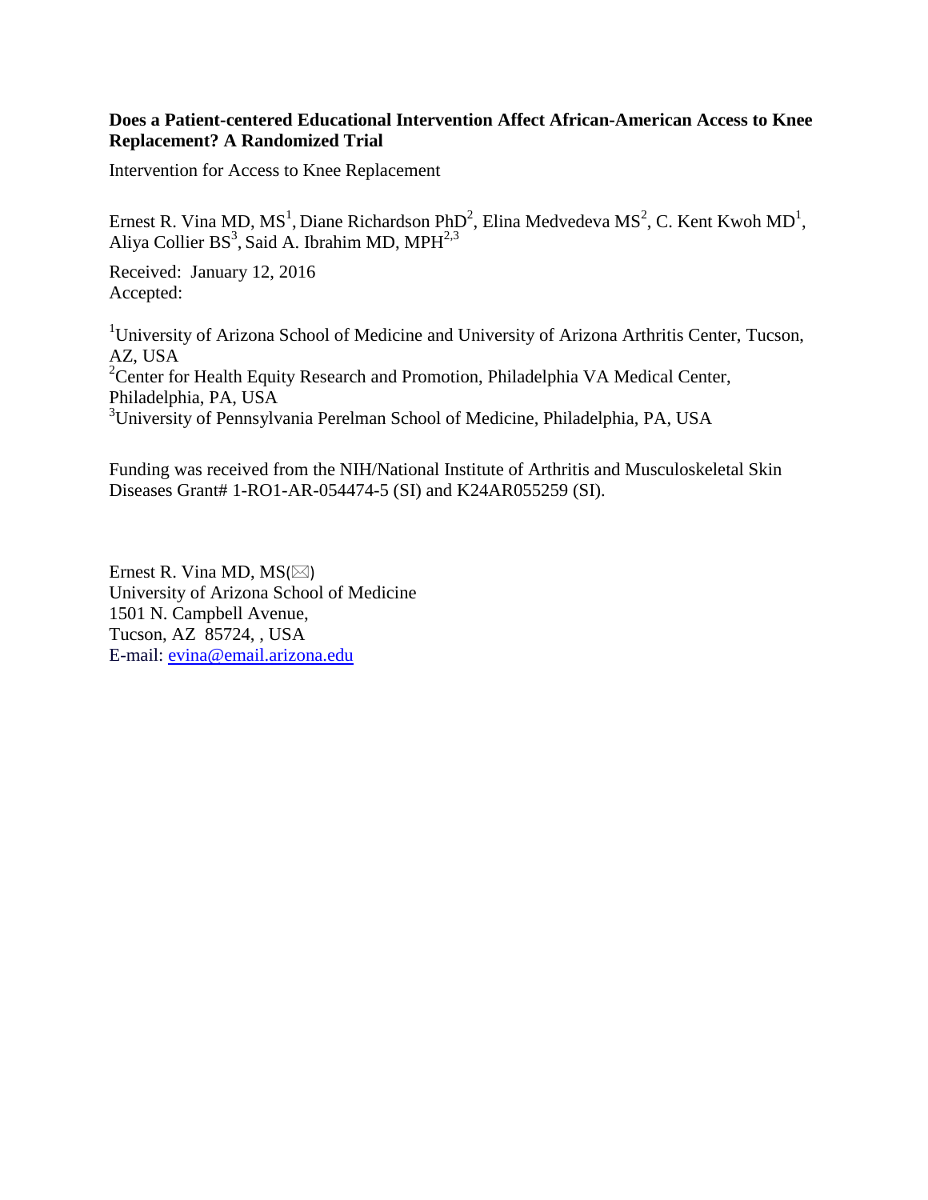**Does a Patient-centered Educational Intervention Affect African-American Access to Knee Replacement? A Randomized Trial**

Intervention for Access to Knee Replacement

Ernest R. Vina MD, MS[1], Diane Richardson PhD[2], Elina Medvedeva MS[2], C. Kent Kwoh MD[1], Aliya Collier BS[3], Said A. Ibrahim MD, MPH[2,3]

Received: January 12, 2016
Accepted:

[1]University of Arizona School of Medicine and University of Arizona Arthritis Center, Tucson, AZ, USA
[2]Center for Health Equity Research and Promotion, Philadelphia VA Medical Center, Philadelphia, PA, USA
[3]University of Pennsylvania Perelman School of Medicine, Philadelphia, PA, USA

Funding was received from the NIH/National Institute of Arthritis and Musculoskeletal Skin Diseases Grant# 1-RO1-AR-054474-5 (SI) and K24AR055259 (SI).

Ernest R. Vina MD, MS(✉)
University of Arizona School of Medicine
1501 N. Campbell Avenue,
Tucson, AZ 85724, , USA
E-mail: evina@email.arizona.edu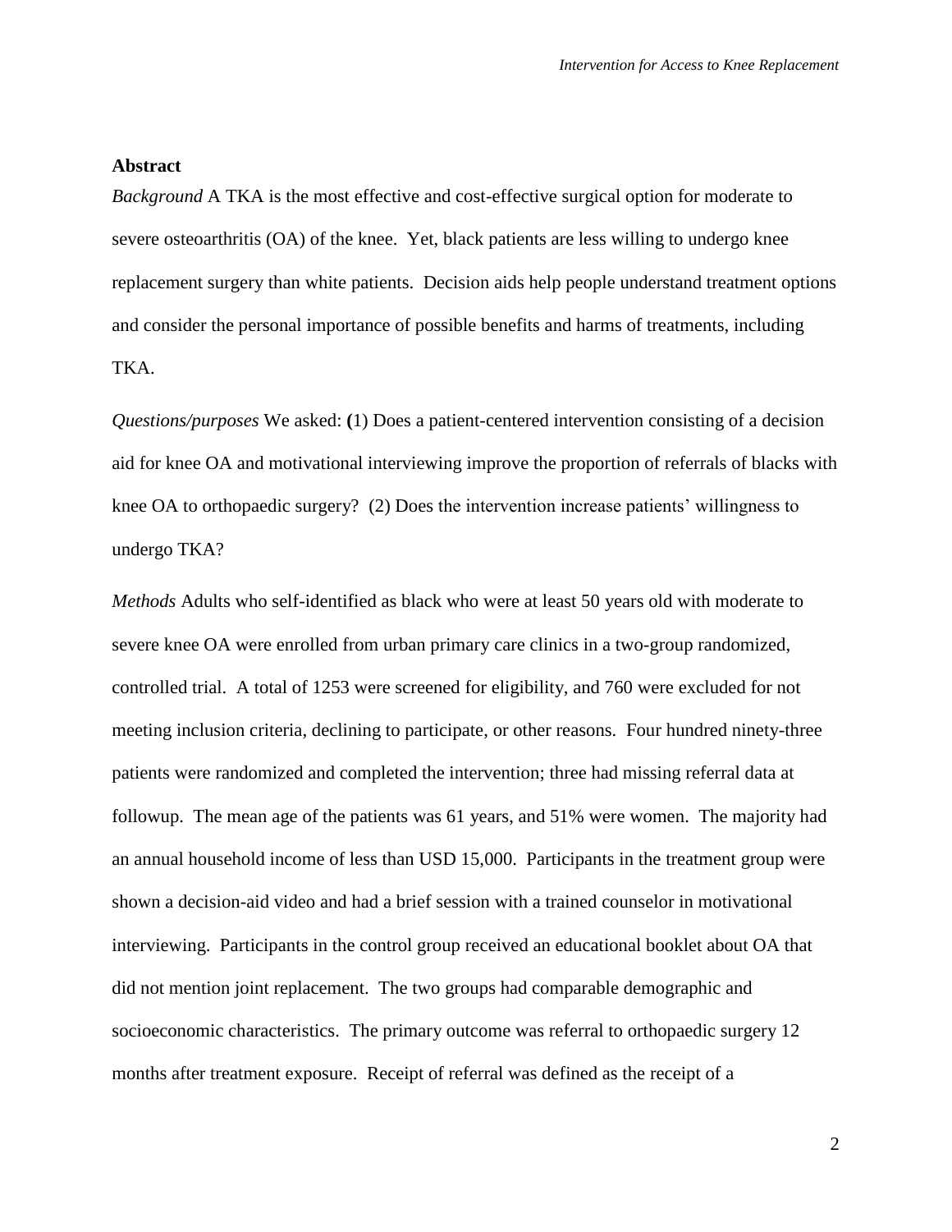## Abstract

*Background* A TKA is the most effective and cost-effective surgical option for moderate to severe osteoarthritis (OA) of the knee. Yet, black patients are less willing to undergo knee replacement surgery than white patients. Decision aids help people understand treatment options and consider the personal importance of possible benefits and harms of treatments, including TKA.

*Questions/purposes* We asked: **(**1) Does a patient-centered intervention consisting of a decision aid for knee OA and motivational interviewing improve the proportion of referrals of blacks with knee OA to orthopaedic surgery? (2) Does the intervention increase patients' willingness to undergo TKA?

*Methods* Adults who self-identified as black who were at least 50 years old with moderate to severe knee OA were enrolled from urban primary care clinics in a two-group randomized, controlled trial. A total of 1253 were screened for eligibility, and 760 were excluded for not meeting inclusion criteria, declining to participate, or other reasons. Four hundred ninety-three patients were randomized and completed the intervention; three had missing referral data at followup. The mean age of the patients was 61 years, and 51% were women. The majority had an annual household income of less than USD 15,000. Participants in the treatment group were shown a decision-aid video and had a brief session with a trained counselor in motivational interviewing. Participants in the control group received an educational booklet about OA that did not mention joint replacement. The two groups had comparable demographic and socioeconomic characteristics. The primary outcome was referral to orthopaedic surgery 12 months after treatment exposure. Receipt of referral was defined as the receipt of a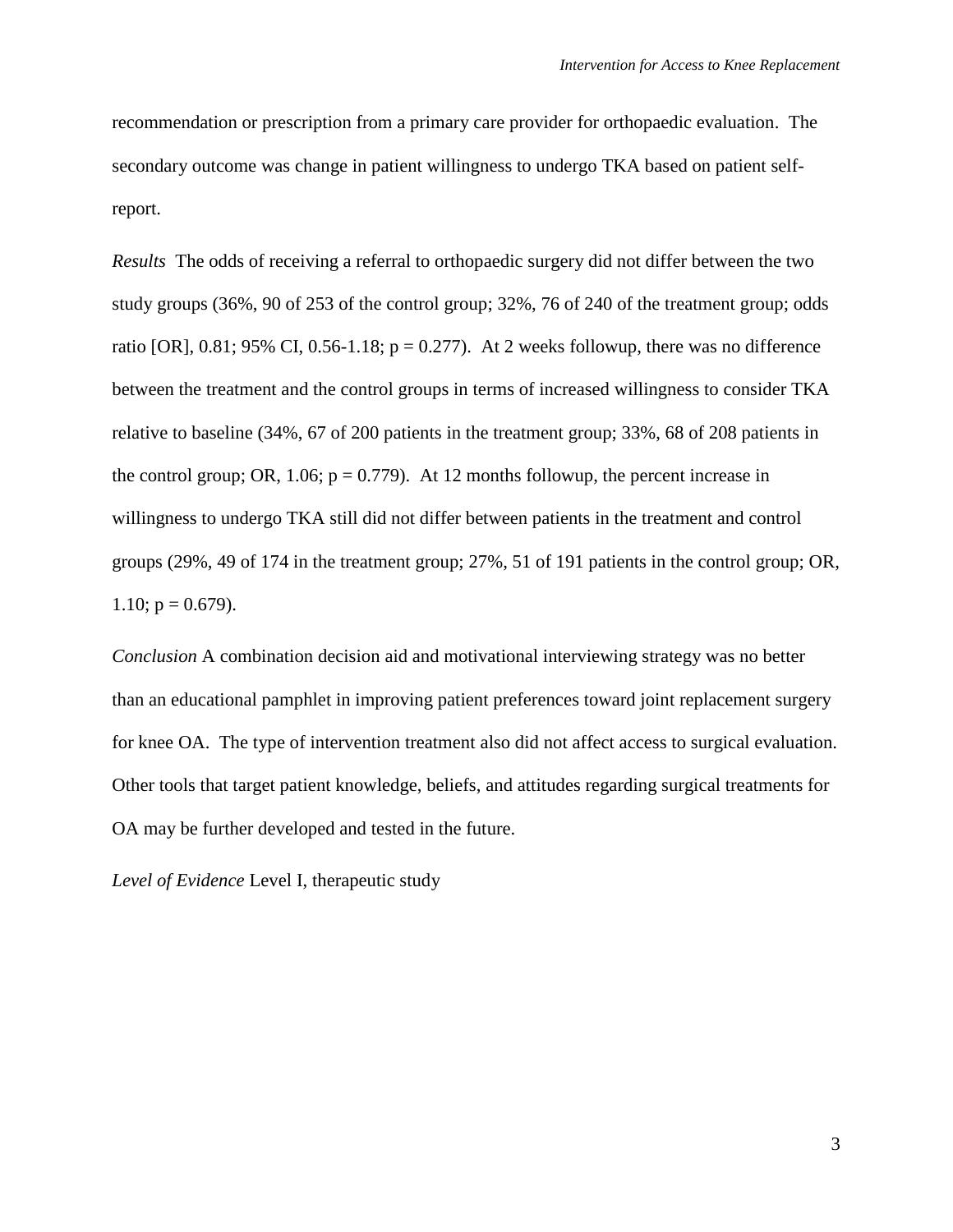recommendation or prescription from a primary care provider for orthopaedic evaluation. The secondary outcome was change in patient willingness to undergo TKA based on patient self-report.

*Results* The odds of receiving a referral to orthopaedic surgery did not differ between the two study groups (36%, 90 of 253 of the control group; 32%, 76 of 240 of the treatment group; odds ratio [OR], 0.81; 95% CI, 0.56-1.18; $p = 0.277$). At 2 weeks followup, there was no difference between the treatment and the control groups in terms of increased willingness to consider TKA relative to baseline (34%, 67 of 200 patients in the treatment group; 33%, 68 of 208 patients in the control group; OR, 1.06; $p = 0.779$). At 12 months followup, the percent increase in willingness to undergo TKA still did not differ between patients in the treatment and control groups (29%, 49 of 174 in the treatment group; 27%, 51 of 191 patients in the control group; OR, 1.10; $p = 0.679$).

*Conclusion* A combination decision aid and motivational interviewing strategy was no better than an educational pamphlet in improving patient preferences toward joint replacement surgery for knee OA. The type of intervention treatment also did not affect access to surgical evaluation. Other tools that target patient knowledge, beliefs, and attitudes regarding surgical treatments for OA may be further developed and tested in the future.

*Level of Evidence* Level I, therapeutic study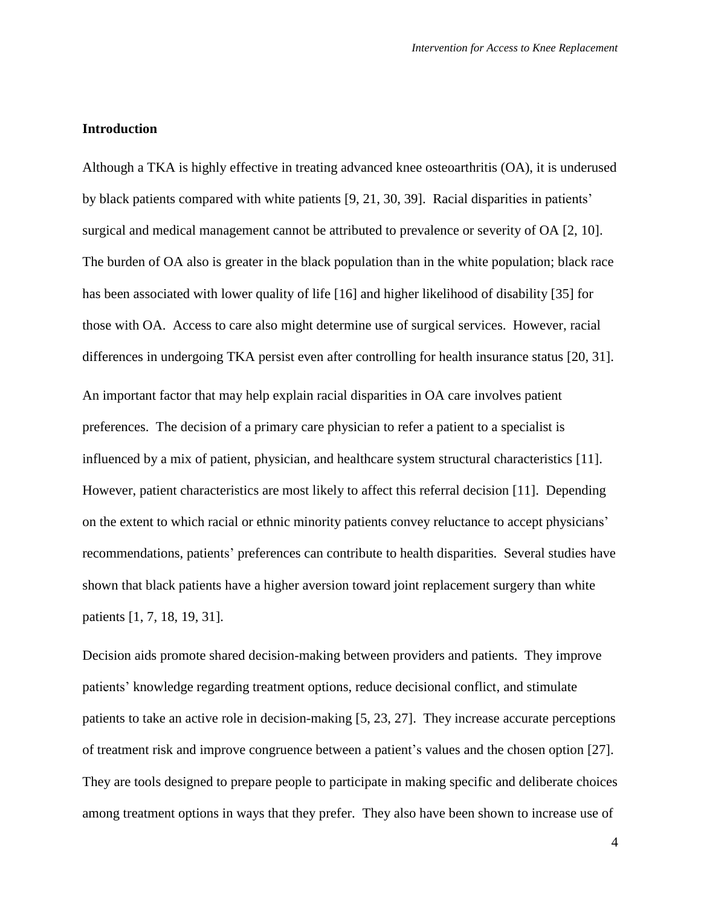## Introduction

Although a TKA is highly effective in treating advanced knee osteoarthritis (OA), it is underused by black patients compared with white patients [9, 21, 30, 39]. Racial disparities in patients' surgical and medical management cannot be attributed to prevalence or severity of OA [2, 10]. The burden of OA also is greater in the black population than in the white population; black race has been associated with lower quality of life [16] and higher likelihood of disability [35] for those with OA. Access to care also might determine use of surgical services. However, racial differences in undergoing TKA persist even after controlling for health insurance status [20, 31].

An important factor that may help explain racial disparities in OA care involves patient preferences. The decision of a primary care physician to refer a patient to a specialist is influenced by a mix of patient, physician, and healthcare system structural characteristics [11]. However, patient characteristics are most likely to affect this referral decision [11]. Depending on the extent to which racial or ethnic minority patients convey reluctance to accept physicians' recommendations, patients' preferences can contribute to health disparities. Several studies have shown that black patients have a higher aversion toward joint replacement surgery than white patients [1, 7, 18, 19, 31].

Decision aids promote shared decision-making between providers and patients. They improve patients' knowledge regarding treatment options, reduce decisional conflict, and stimulate patients to take an active role in decision-making [5, 23, 27]. They increase accurate perceptions of treatment risk and improve congruence between a patient's values and the chosen option [27]. They are tools designed to prepare people to participate in making specific and deliberate choices among treatment options in ways that they prefer. They also have been shown to increase use of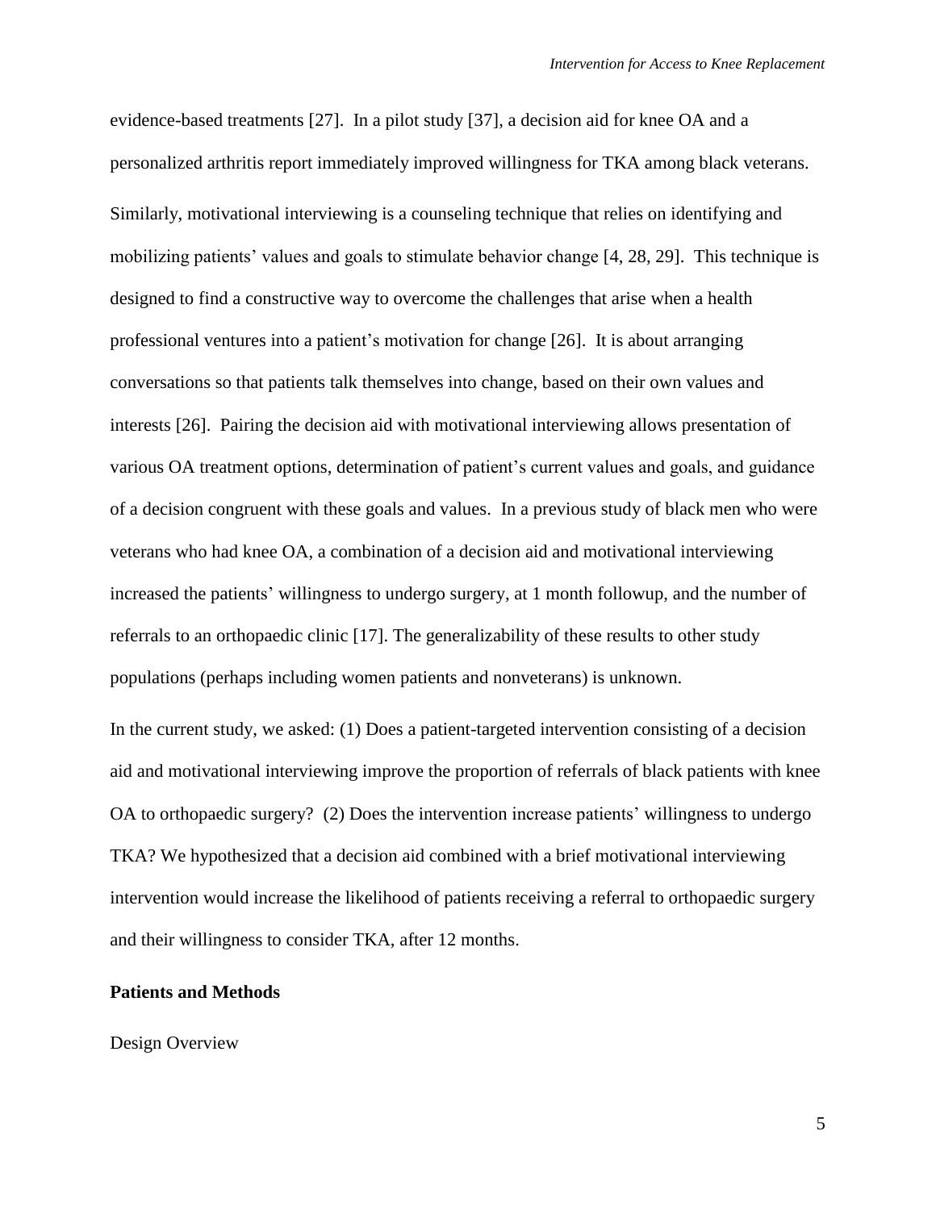evidence-based treatments [27]. In a pilot study [37], a decision aid for knee OA and a personalized arthritis report immediately improved willingness for TKA among black veterans.

Similarly, motivational interviewing is a counseling technique that relies on identifying and mobilizing patients' values and goals to stimulate behavior change [4, 28, 29]. This technique is designed to find a constructive way to overcome the challenges that arise when a health professional ventures into a patient's motivation for change [26]. It is about arranging conversations so that patients talk themselves into change, based on their own values and interests [26]. Pairing the decision aid with motivational interviewing allows presentation of various OA treatment options, determination of patient's current values and goals, and guidance of a decision congruent with these goals and values. In a previous study of black men who were veterans who had knee OA, a combination of a decision aid and motivational interviewing increased the patients' willingness to undergo surgery, at 1 month followup, and the number of referrals to an orthopaedic clinic [17]. The generalizability of these results to other study populations (perhaps including women patients and nonveterans) is unknown.

In the current study, we asked: (1) Does a patient-targeted intervention consisting of a decision aid and motivational interviewing improve the proportion of referrals of black patients with knee OA to orthopaedic surgery? (2) Does the intervention increase patients' willingness to undergo TKA? We hypothesized that a decision aid combined with a brief motivational interviewing intervention would increase the likelihood of patients receiving a referral to orthopaedic surgery and their willingness to consider TKA, after 12 months.

## Patients and Methods

Design Overview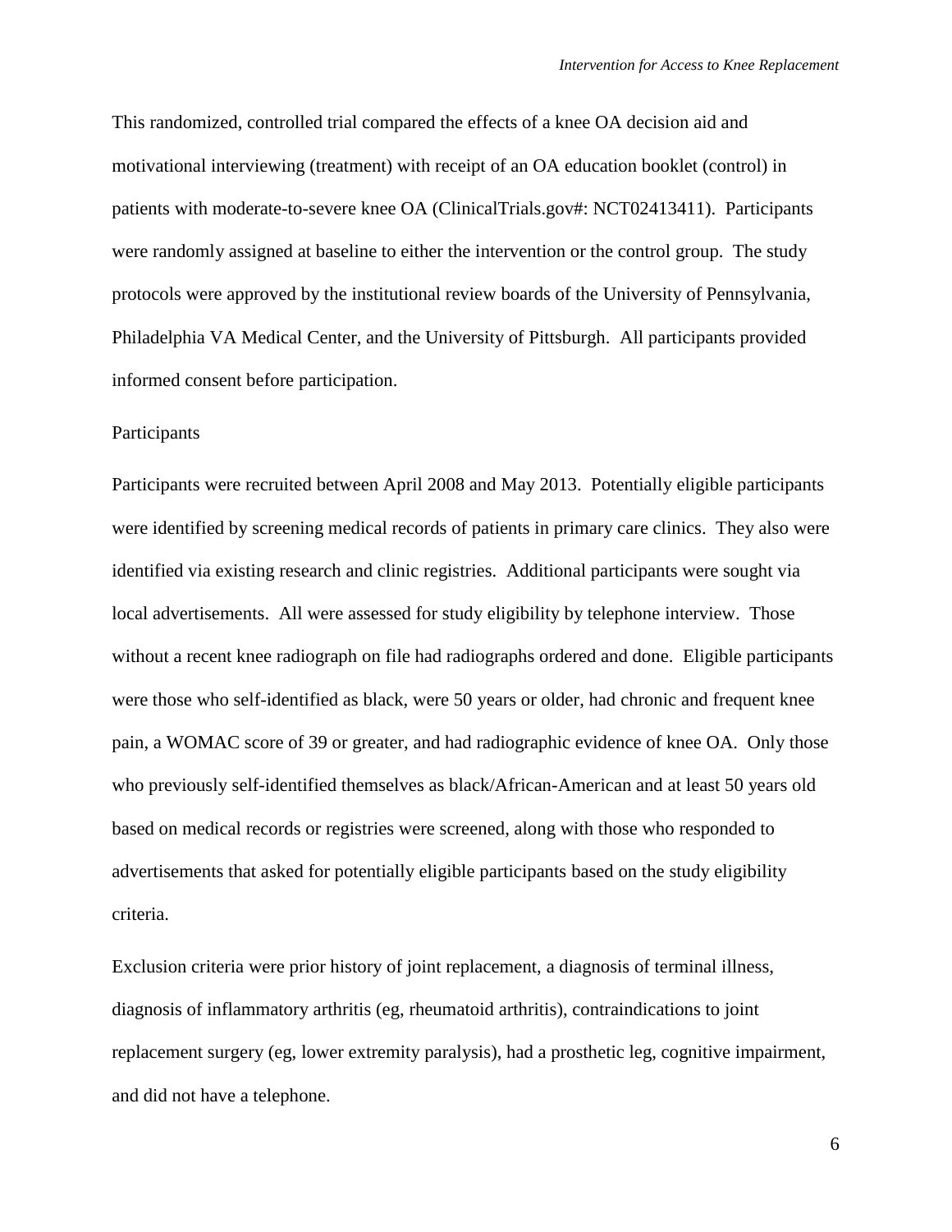This randomized, controlled trial compared the effects of a knee OA decision aid and motivational interviewing (treatment) with receipt of an OA education booklet (control) in patients with moderate-to-severe knee OA (ClinicalTrials.gov#: NCT02413411). Participants were randomly assigned at baseline to either the intervention or the control group. The study protocols were approved by the institutional review boards of the University of Pennsylvania, Philadelphia VA Medical Center, and the University of Pittsburgh. All participants provided informed consent before participation.

## Participants

Participants were recruited between April 2008 and May 2013. Potentially eligible participants were identified by screening medical records of patients in primary care clinics. They also were identified via existing research and clinic registries. Additional participants were sought via local advertisements. All were assessed for study eligibility by telephone interview. Those without a recent knee radiograph on file had radiographs ordered and done. Eligible participants were those who self-identified as black, were 50 years or older, had chronic and frequent knee pain, a WOMAC score of 39 or greater, and had radiographic evidence of knee OA. Only those who previously self-identified themselves as black/African-American and at least 50 years old based on medical records or registries were screened, along with those who responded to advertisements that asked for potentially eligible participants based on the study eligibility criteria.

Exclusion criteria were prior history of joint replacement, a diagnosis of terminal illness, diagnosis of inflammatory arthritis (eg, rheumatoid arthritis), contraindications to joint replacement surgery (eg, lower extremity paralysis), had a prosthetic leg, cognitive impairment, and did not have a telephone.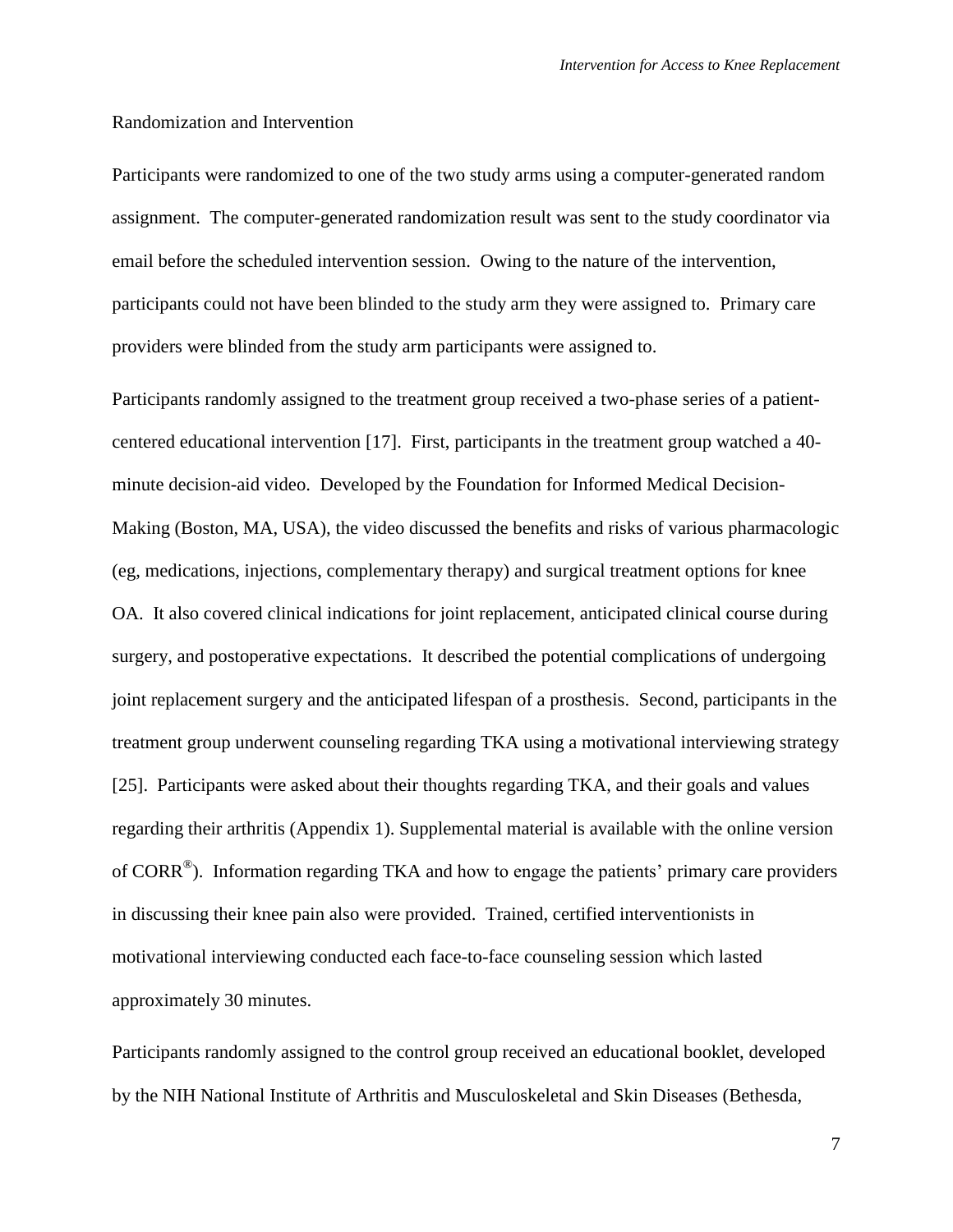Randomization and Intervention

Participants were randomized to one of the two study arms using a computer-generated random assignment. The computer-generated randomization result was sent to the study coordinator via email before the scheduled intervention session. Owing to the nature of the intervention, participants could not have been blinded to the study arm they were assigned to. Primary care providers were blinded from the study arm participants were assigned to.

Participants randomly assigned to the treatment group received a two-phase series of a patient-centered educational intervention [17]. First, participants in the treatment group watched a 40-minute decision-aid video. Developed by the Foundation for Informed Medical Decision-Making (Boston, MA, USA), the video discussed the benefits and risks of various pharmacologic (eg, medications, injections, complementary therapy) and surgical treatment options for knee OA. It also covered clinical indications for joint replacement, anticipated clinical course during surgery, and postoperative expectations. It described the potential complications of undergoing joint replacement surgery and the anticipated lifespan of a prosthesis. Second, participants in the treatment group underwent counseling regarding TKA using a motivational interviewing strategy [25]. Participants were asked about their thoughts regarding TKA, and their goals and values regarding their arthritis (Appendix 1). Supplemental material is available with the online version of CORR®). Information regarding TKA and how to engage the patients' primary care providers in discussing their knee pain also were provided. Trained, certified interventionists in motivational interviewing conducted each face-to-face counseling session which lasted approximately 30 minutes.

Participants randomly assigned to the control group received an educational booklet, developed by the NIH National Institute of Arthritis and Musculoskeletal and Skin Diseases (Bethesda,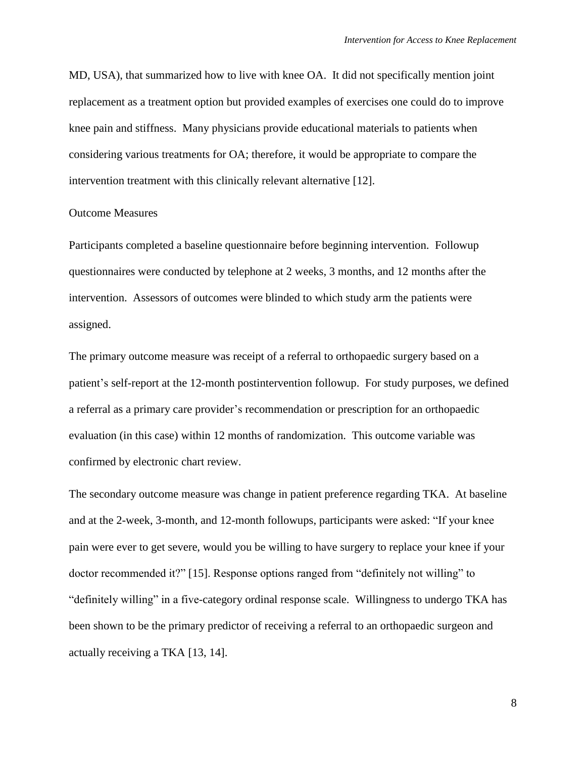MD, USA), that summarized how to live with knee OA. It did not specifically mention joint replacement as a treatment option but provided examples of exercises one could do to improve knee pain and stiffness. Many physicians provide educational materials to patients when considering various treatments for OA; therefore, it would be appropriate to compare the intervention treatment with this clinically relevant alternative [12].

## Outcome Measures

Participants completed a baseline questionnaire before beginning intervention. Followup questionnaires were conducted by telephone at 2 weeks, 3 months, and 12 months after the intervention. Assessors of outcomes were blinded to which study arm the patients were assigned.

The primary outcome measure was receipt of a referral to orthopaedic surgery based on a patient's self-report at the 12-month postintervention followup. For study purposes, we defined a referral as a primary care provider's recommendation or prescription for an orthopaedic evaluation (in this case) within 12 months of randomization. This outcome variable was confirmed by electronic chart review.

The secondary outcome measure was change in patient preference regarding TKA. At baseline and at the 2-week, 3-month, and 12-month followups, participants were asked: "If your knee pain were ever to get severe, would you be willing to have surgery to replace your knee if your doctor recommended it?" [15]. Response options ranged from "definitely not willing" to "definitely willing" in a five-category ordinal response scale. Willingness to undergo TKA has been shown to be the primary predictor of receiving a referral to an orthopaedic surgeon and actually receiving a TKA [13, 14].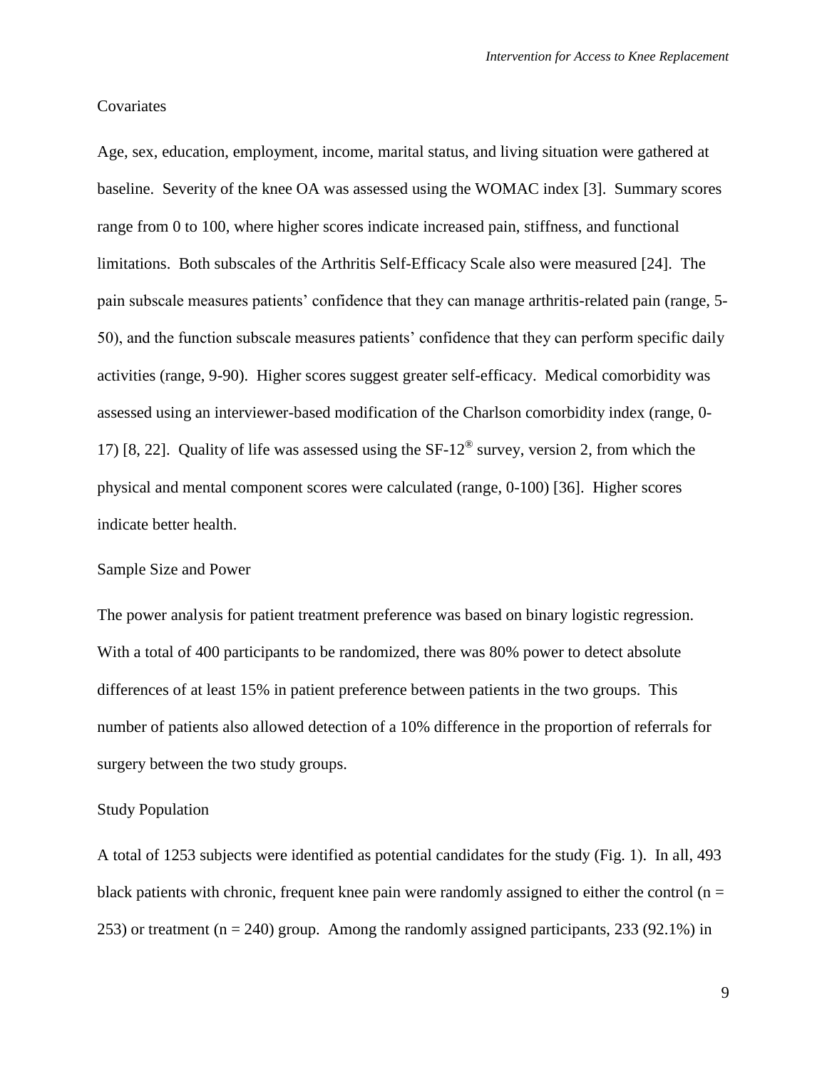## Covariates

Age, sex, education, employment, income, marital status, and living situation were gathered at baseline. Severity of the knee OA was assessed using the WOMAC index [3]. Summary scores range from 0 to 100, where higher scores indicate increased pain, stiffness, and functional limitations. Both subscales of the Arthritis Self-Efficacy Scale also were measured [24]. The pain subscale measures patients' confidence that they can manage arthritis-related pain (range, 5-50), and the function subscale measures patients' confidence that they can perform specific daily activities (range, 9-90). Higher scores suggest greater self-efficacy. Medical comorbidity was assessed using an interviewer-based modification of the Charlson comorbidity index (range, 0-17) [8, 22]. Quality of life was assessed using the SF-12® survey, version 2, from which the physical and mental component scores were calculated (range, 0-100) [36]. Higher scores indicate better health.

## Sample Size and Power

The power analysis for patient treatment preference was based on binary logistic regression. With a total of 400 participants to be randomized, there was 80% power to detect absolute differences of at least 15% in patient preference between patients in the two groups. This number of patients also allowed detection of a 10% difference in the proportion of referrals for surgery between the two study groups.

## Study Population

A total of 1253 subjects were identified as potential candidates for the study (Fig. 1). In all, 493 black patients with chronic, frequent knee pain were randomly assigned to either the control ($n = 253$) or treatment ($n = 240$) group. Among the randomly assigned participants, 233 (92.1%) in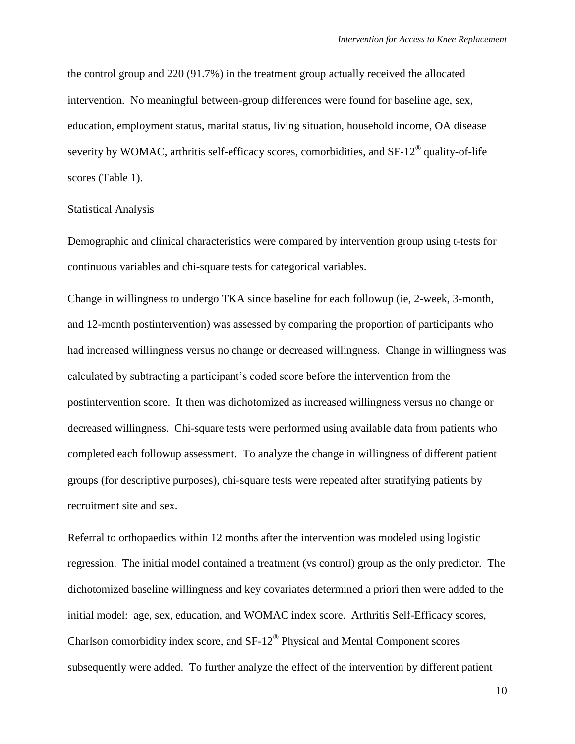the control group and 220 (91.7%) in the treatment group actually received the allocated intervention. No meaningful between-group differences were found for baseline age, sex, education, employment status, marital status, living situation, household income, OA disease severity by WOMAC, arthritis self-efficacy scores, comorbidities, and SF-12® quality-of-life scores (Table 1).

## Statistical Analysis

Demographic and clinical characteristics were compared by intervention group using t-tests for continuous variables and chi-square tests for categorical variables.

Change in willingness to undergo TKA since baseline for each followup (ie, 2-week, 3-month, and 12-month postintervention) was assessed by comparing the proportion of participants who had increased willingness versus no change or decreased willingness. Change in willingness was calculated by subtracting a participant's coded score before the intervention from the postintervention score. It then was dichotomized as increased willingness versus no change or decreased willingness. Chi-square tests were performed using available data from patients who completed each followup assessment. To analyze the change in willingness of different patient groups (for descriptive purposes), chi-square tests were repeated after stratifying patients by recruitment site and sex.

Referral to orthopaedics within 12 months after the intervention was modeled using logistic regression. The initial model contained a treatment (vs control) group as the only predictor. The dichotomized baseline willingness and key covariates determined a priori then were added to the initial model: age, sex, education, and WOMAC index score. Arthritis Self-Efficacy scores, Charlson comorbidity index score, and SF-12® Physical and Mental Component scores subsequently were added. To further analyze the effect of the intervention by different patient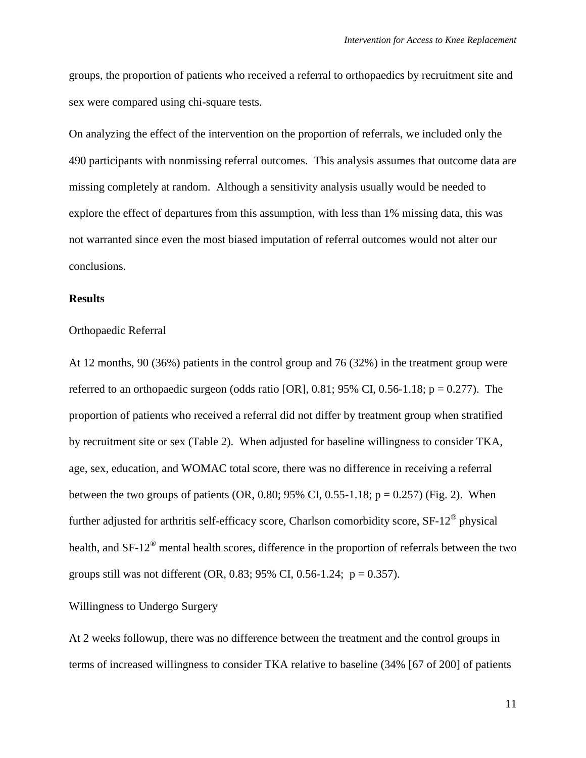groups, the proportion of patients who received a referral to orthopaedics by recruitment site and sex were compared using chi-square tests.

On analyzing the effect of the intervention on the proportion of referrals, we included only the 490 participants with nonmissing referral outcomes. This analysis assumes that outcome data are missing completely at random. Although a sensitivity analysis usually would be needed to explore the effect of departures from this assumption, with less than 1% missing data, this was not warranted since even the most biased imputation of referral outcomes would not alter our conclusions.

## Results

### Orthopaedic Referral

At 12 months, 90 (36%) patients in the control group and 76 (32%) in the treatment group were referred to an orthopaedic surgeon (odds ratio [OR], 0.81; 95% CI, 0.56-1.18; $p = 0.277$). The proportion of patients who received a referral did not differ by treatment group when stratified by recruitment site or sex (Table 2). When adjusted for baseline willingness to consider TKA, age, sex, education, and WOMAC total score, there was no difference in receiving a referral between the two groups of patients (OR, 0.80; 95% CI, 0.55-1.18; $p = 0.257$) (Fig. 2). When further adjusted for arthritis self-efficacy score, Charlson comorbidity score, SF-12® physical health, and SF-12® mental health scores, difference in the proportion of referrals between the two groups still was not different (OR, 0.83; 95% CI, 0.56-1.24; $p = 0.357$).

### Willingness to Undergo Surgery

At 2 weeks followup, there was no difference between the treatment and the control groups in terms of increased willingness to consider TKA relative to baseline (34% [67 of 200] of patients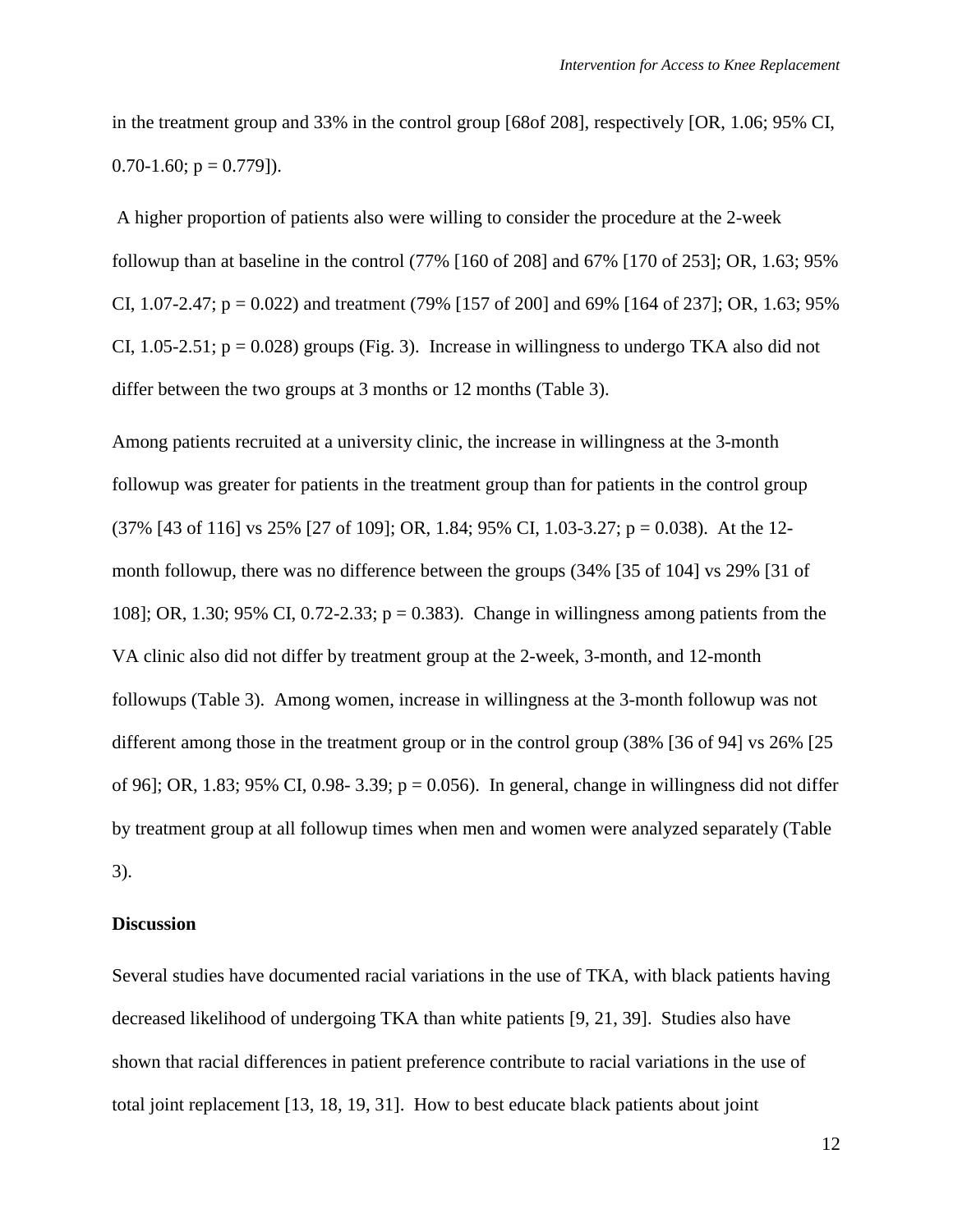in the treatment group and 33% in the control group [68of 208], respectively [OR, 1.06; 95% CI, 0.70-1.60; p = 0.779]).

A higher proportion of patients also were willing to consider the procedure at the 2-week followup than at baseline in the control (77% [160 of 208] and 67% [170 of 253]; OR, 1.63; 95% CI, 1.07-2.47; p = 0.022) and treatment (79% [157 of 200] and 69% [164 of 237]; OR, 1.63; 95% CI, 1.05-2.51; p = 0.028) groups (Fig. 3). Increase in willingness to undergo TKA also did not differ between the two groups at 3 months or 12 months (Table 3).

Among patients recruited at a university clinic, the increase in willingness at the 3-month followup was greater for patients in the treatment group than for patients in the control group (37% [43 of 116] vs 25% [27 of 109]; OR, 1.84; 95% CI, 1.03-3.27; p = 0.038). At the 12-month followup, there was no difference between the groups (34% [35 of 104] vs 29% [31 of 108]; OR, 1.30; 95% CI, 0.72-2.33; p = 0.383). Change in willingness among patients from the VA clinic also did not differ by treatment group at the 2-week, 3-month, and 12-month followups (Table 3). Among women, increase in willingness at the 3-month followup was not different among those in the treatment group or in the control group (38% [36 of 94] vs 26% [25 of 96]; OR, 1.83; 95% CI, 0.98- 3.39; p = 0.056). In general, change in willingness did not differ by treatment group at all followup times when men and women were analyzed separately (Table 3).

## Discussion

Several studies have documented racial variations in the use of TKA, with black patients having decreased likelihood of undergoing TKA than white patients [9, 21, 39]. Studies also have shown that racial differences in patient preference contribute to racial variations in the use of total joint replacement [13, 18, 19, 31]. How to best educate black patients about joint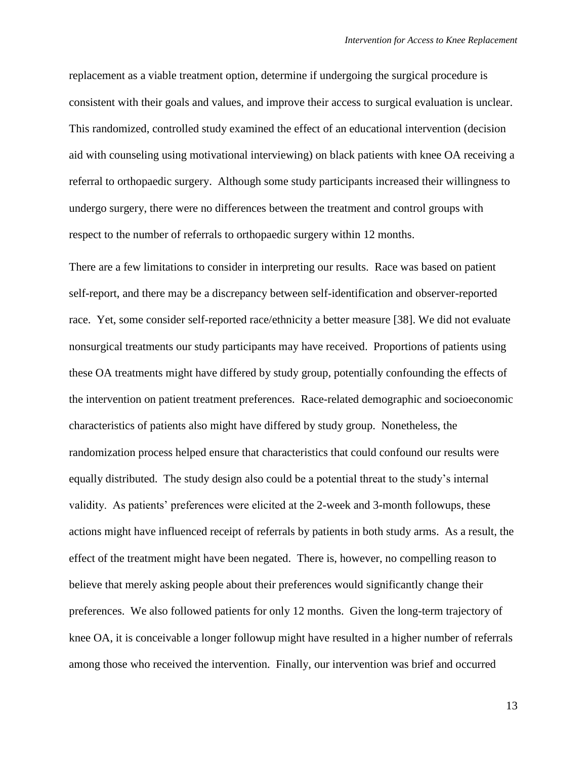replacement as a viable treatment option, determine if undergoing the surgical procedure is consistent with their goals and values, and improve their access to surgical evaluation is unclear. This randomized, controlled study examined the effect of an educational intervention (decision aid with counseling using motivational interviewing) on black patients with knee OA receiving a referral to orthopaedic surgery. Although some study participants increased their willingness to undergo surgery, there were no differences between the treatment and control groups with respect to the number of referrals to orthopaedic surgery within 12 months.

There are a few limitations to consider in interpreting our results. Race was based on patient self-report, and there may be a discrepancy between self-identification and observer-reported race. Yet, some consider self-reported race/ethnicity a better measure [38]. We did not evaluate nonsurgical treatments our study participants may have received. Proportions of patients using these OA treatments might have differed by study group, potentially confounding the effects of the intervention on patient treatment preferences. Race-related demographic and socioeconomic characteristics of patients also might have differed by study group. Nonetheless, the randomization process helped ensure that characteristics that could confound our results were equally distributed. The study design also could be a potential threat to the study's internal validity. As patients' preferences were elicited at the 2-week and 3-month followups, these actions might have influenced receipt of referrals by patients in both study arms. As a result, the effect of the treatment might have been negated. There is, however, no compelling reason to believe that merely asking people about their preferences would significantly change their preferences. We also followed patients for only 12 months. Given the long-term trajectory of knee OA, it is conceivable a longer followup might have resulted in a higher number of referrals among those who received the intervention. Finally, our intervention was brief and occurred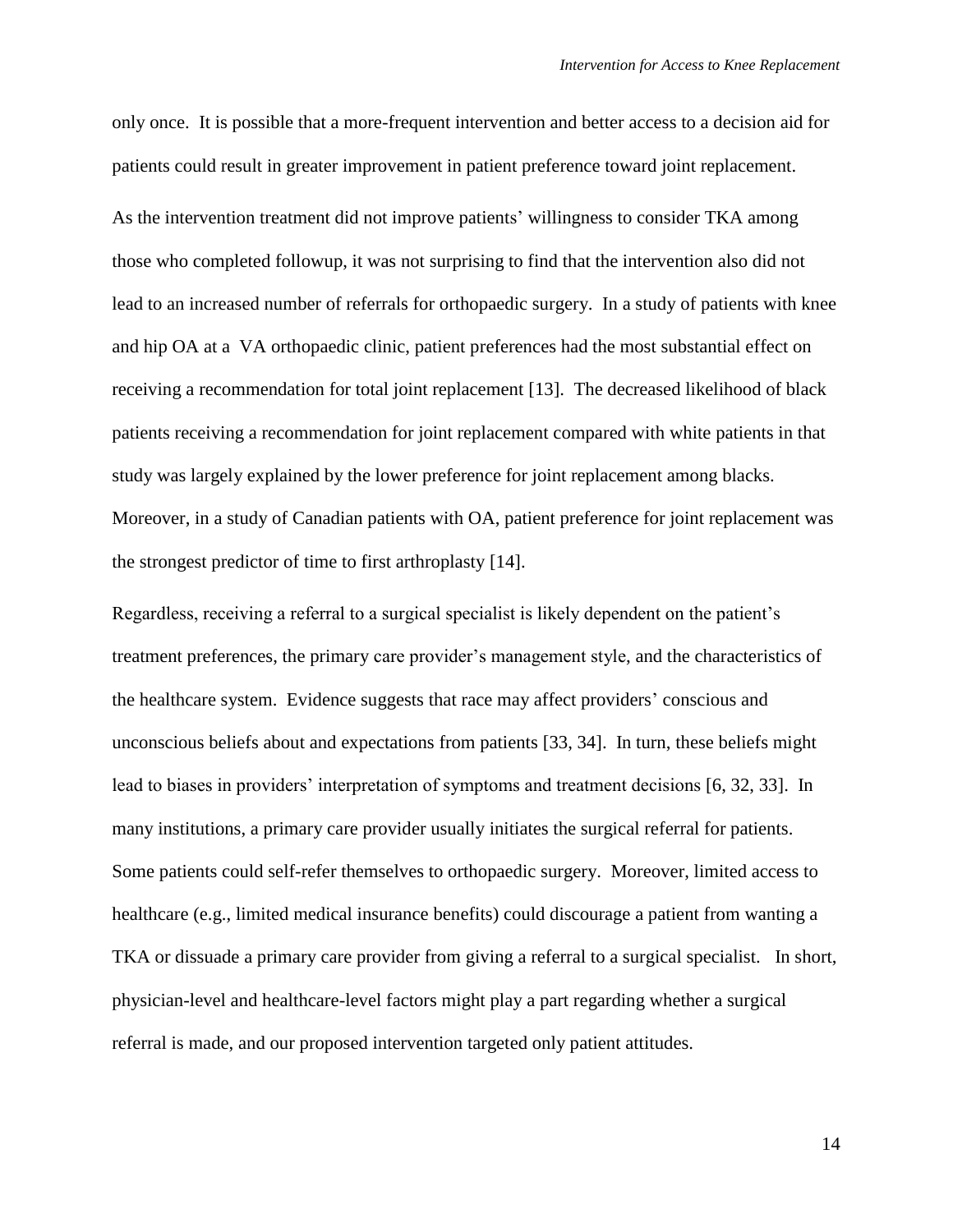only once. It is possible that a more-frequent intervention and better access to a decision aid for patients could result in greater improvement in patient preference toward joint replacement.

As the intervention treatment did not improve patients' willingness to consider TKA among those who completed followup, it was not surprising to find that the intervention also did not lead to an increased number of referrals for orthopaedic surgery. In a study of patients with knee and hip OA at a VA orthopaedic clinic, patient preferences had the most substantial effect on receiving a recommendation for total joint replacement [13]. The decreased likelihood of black patients receiving a recommendation for joint replacement compared with white patients in that study was largely explained by the lower preference for joint replacement among blacks. Moreover, in a study of Canadian patients with OA, patient preference for joint replacement was the strongest predictor of time to first arthroplasty [14].

Regardless, receiving a referral to a surgical specialist is likely dependent on the patient's treatment preferences, the primary care provider's management style, and the characteristics of the healthcare system. Evidence suggests that race may affect providers' conscious and unconscious beliefs about and expectations from patients [33, 34]. In turn, these beliefs might lead to biases in providers' interpretation of symptoms and treatment decisions [6, 32, 33]. In many institutions, a primary care provider usually initiates the surgical referral for patients. Some patients could self-refer themselves to orthopaedic surgery. Moreover, limited access to healthcare (e.g., limited medical insurance benefits) could discourage a patient from wanting a TKA or dissuade a primary care provider from giving a referral to a surgical specialist. In short, physician-level and healthcare-level factors might play a part regarding whether a surgical referral is made, and our proposed intervention targeted only patient attitudes.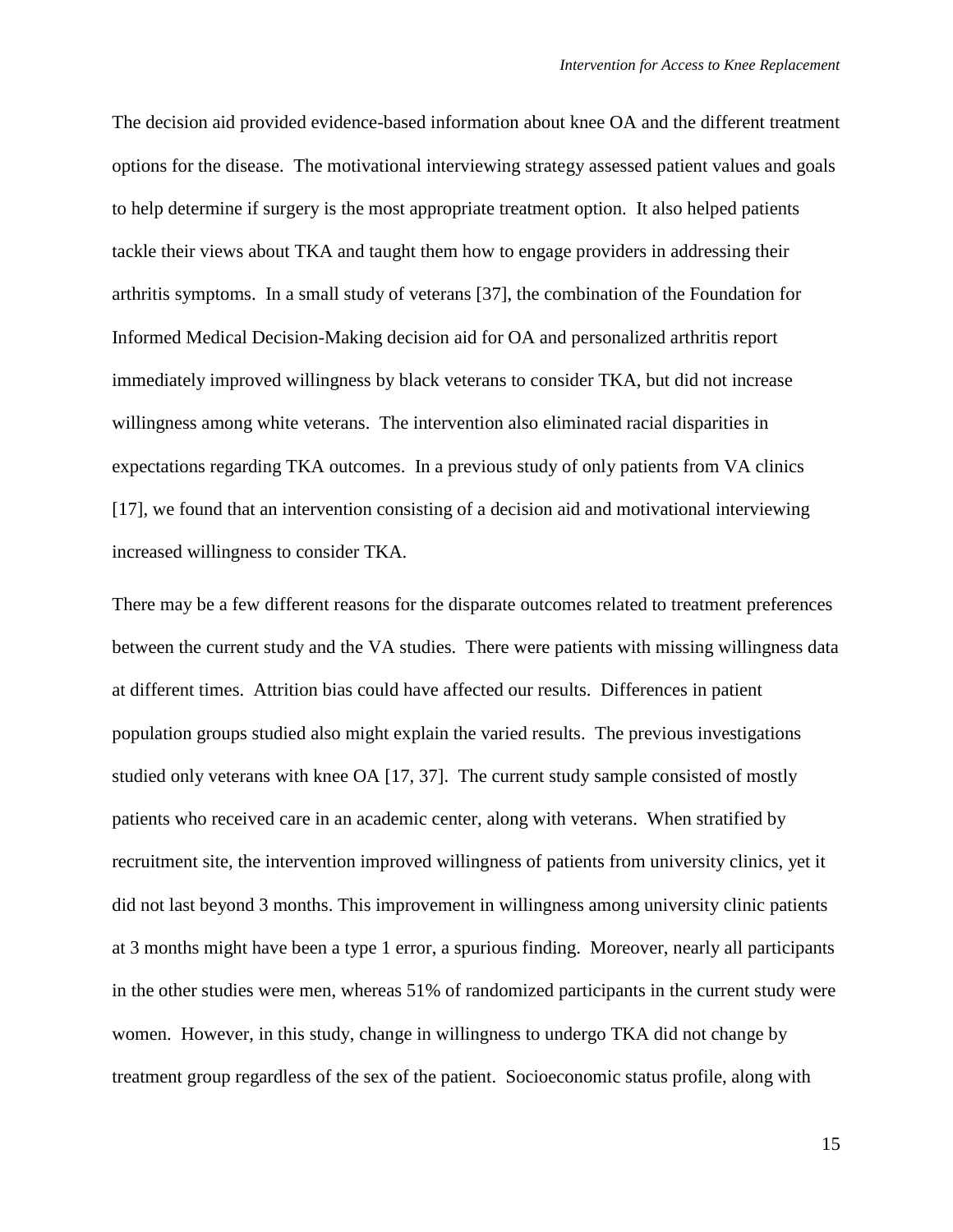The decision aid provided evidence-based information about knee OA and the different treatment options for the disease. The motivational interviewing strategy assessed patient values and goals to help determine if surgery is the most appropriate treatment option. It also helped patients tackle their views about TKA and taught them how to engage providers in addressing their arthritis symptoms. In a small study of veterans [37], the combination of the Foundation for Informed Medical Decision-Making decision aid for OA and personalized arthritis report immediately improved willingness by black veterans to consider TKA, but did not increase willingness among white veterans. The intervention also eliminated racial disparities in expectations regarding TKA outcomes. In a previous study of only patients from VA clinics [17], we found that an intervention consisting of a decision aid and motivational interviewing increased willingness to consider TKA.

There may be a few different reasons for the disparate outcomes related to treatment preferences between the current study and the VA studies. There were patients with missing willingness data at different times. Attrition bias could have affected our results. Differences in patient population groups studied also might explain the varied results. The previous investigations studied only veterans with knee OA [17, 37]. The current study sample consisted of mostly patients who received care in an academic center, along with veterans. When stratified by recruitment site, the intervention improved willingness of patients from university clinics, yet it did not last beyond 3 months. This improvement in willingness among university clinic patients at 3 months might have been a type 1 error, a spurious finding. Moreover, nearly all participants in the other studies were men, whereas 51% of randomized participants in the current study were women. However, in this study, change in willingness to undergo TKA did not change by treatment group regardless of the sex of the patient. Socioeconomic status profile, along with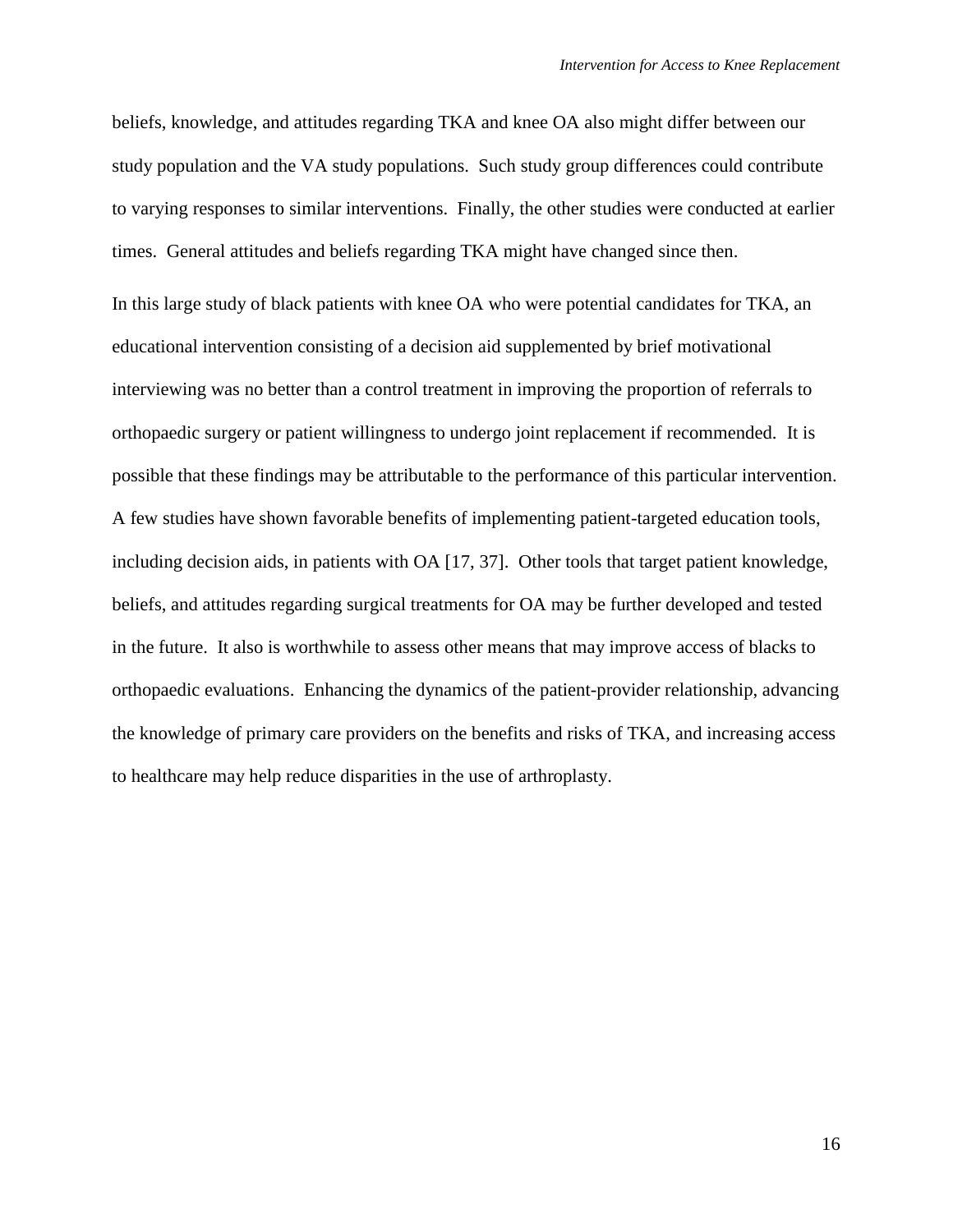beliefs, knowledge, and attitudes regarding TKA and knee OA also might differ between our study population and the VA study populations. Such study group differences could contribute to varying responses to similar interventions. Finally, the other studies were conducted at earlier times. General attitudes and beliefs regarding TKA might have changed since then.

In this large study of black patients with knee OA who were potential candidates for TKA, an educational intervention consisting of a decision aid supplemented by brief motivational interviewing was no better than a control treatment in improving the proportion of referrals to orthopaedic surgery or patient willingness to undergo joint replacement if recommended. It is possible that these findings may be attributable to the performance of this particular intervention. A few studies have shown favorable benefits of implementing patient-targeted education tools, including decision aids, in patients with OA [17, 37]. Other tools that target patient knowledge, beliefs, and attitudes regarding surgical treatments for OA may be further developed and tested in the future. It also is worthwhile to assess other means that may improve access of blacks to orthopaedic evaluations. Enhancing the dynamics of the patient-provider relationship, advancing the knowledge of primary care providers on the benefits and risks of TKA, and increasing access to healthcare may help reduce disparities in the use of arthroplasty.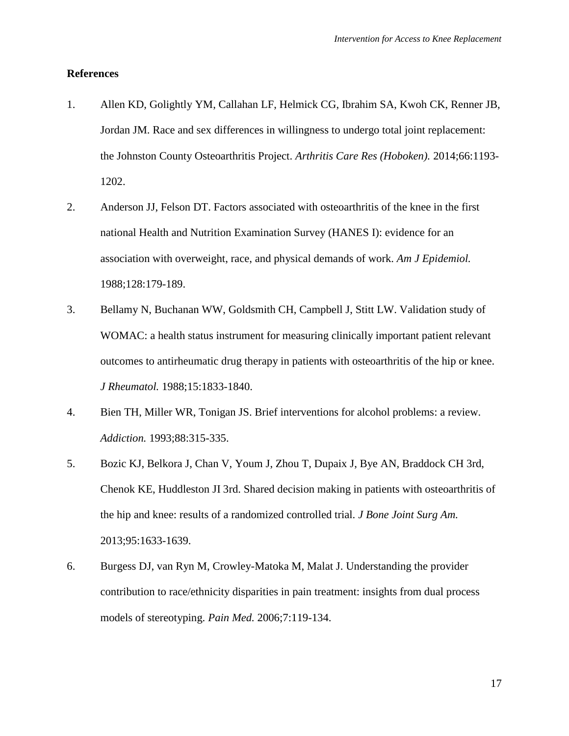## References

1. Allen KD, Golightly YM, Callahan LF, Helmick CG, Ibrahim SA, Kwoh CK, Renner JB, Jordan JM. Race and sex differences in willingness to undergo total joint replacement: the Johnston County Osteoarthritis Project. *Arthritis Care Res (Hoboken).* 2014;66:1193-1202.
2. Anderson JJ, Felson DT. Factors associated with osteoarthritis of the knee in the first national Health and Nutrition Examination Survey (HANES I): evidence for an association with overweight, race, and physical demands of work. *Am J Epidemiol.* 1988;128:179-189.
3. Bellamy N, Buchanan WW, Goldsmith CH, Campbell J, Stitt LW. Validation study of WOMAC: a health status instrument for measuring clinically important patient relevant outcomes to antirheumatic drug therapy in patients with osteoarthritis of the hip or knee. *J Rheumatol.* 1988;15:1833-1840.
4. Bien TH, Miller WR, Tonigan JS. Brief interventions for alcohol problems: a review. *Addiction.* 1993;88:315-335.
5. Bozic KJ, Belkora J, Chan V, Youm J, Zhou T, Dupaix J, Bye AN, Braddock CH 3rd, Chenok KE, Huddleston JI 3rd. Shared decision making in patients with osteoarthritis of the hip and knee: results of a randomized controlled trial. *J Bone Joint Surg Am.* 2013;95:1633-1639.
6. Burgess DJ, van Ryn M, Crowley-Matoka M, Malat J. Understanding the provider contribution to race/ethnicity disparities in pain treatment: insights from dual process models of stereotyping. *Pain Med.* 2006;7:119-134.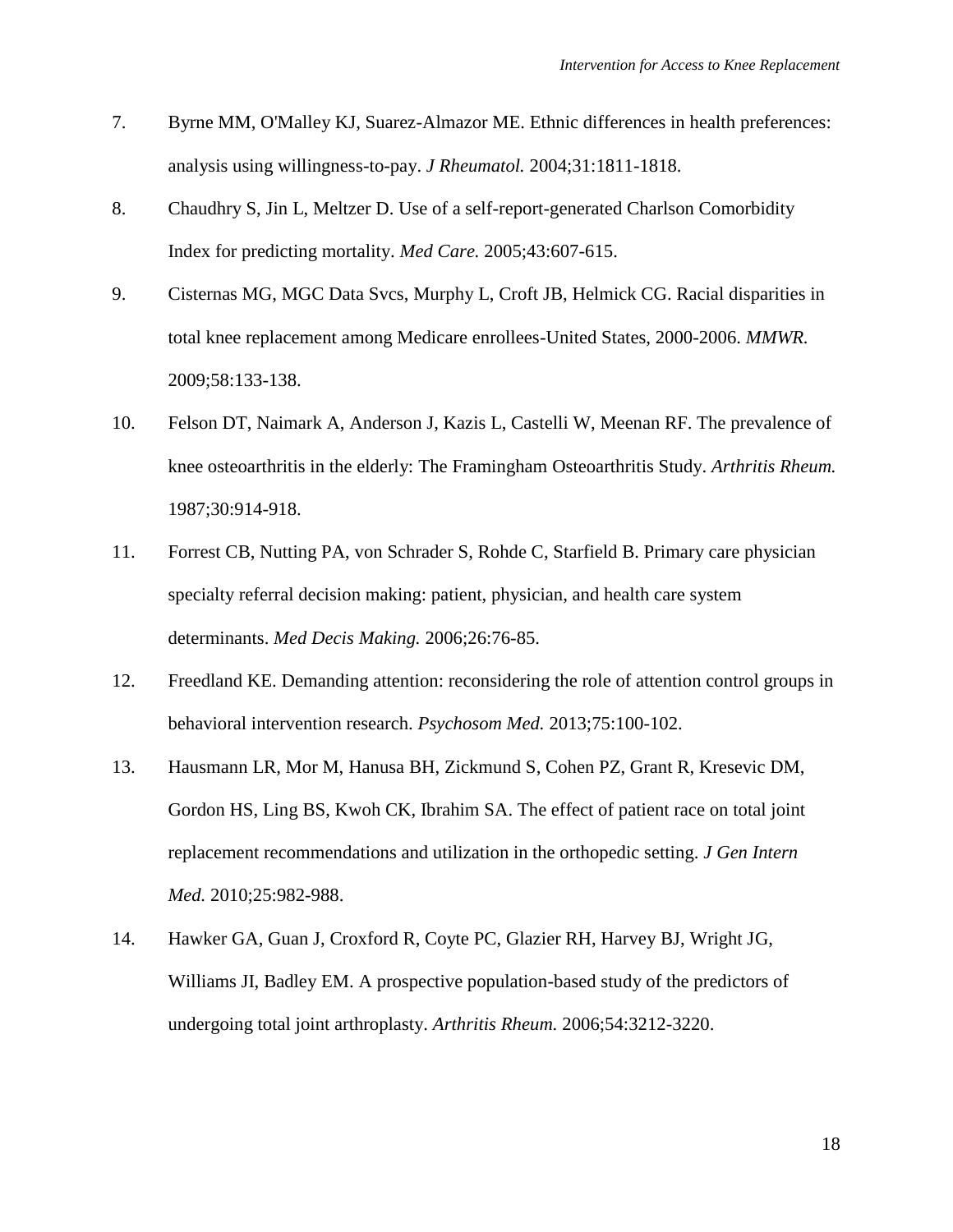7. Byrne MM, O'Malley KJ, Suarez-Almazor ME. Ethnic differences in health preferences: analysis using willingness-to-pay. *J Rheumatol.* 2004;31:1811-1818.

8. Chaudhry S, Jin L, Meltzer D. Use of a self-report-generated Charlson Comorbidity Index for predicting mortality. *Med Care.* 2005;43:607-615.

9. Cisternas MG, MGC Data Svcs, Murphy L, Croft JB, Helmick CG. Racial disparities in total knee replacement among Medicare enrollees-United States, 2000-2006. *MMWR.* 2009;58:133-138.

10. Felson DT, Naimark A, Anderson J, Kazis L, Castelli W, Meenan RF. The prevalence of knee osteoarthritis in the elderly: The Framingham Osteoarthritis Study. *Arthritis Rheum.* 1987;30:914-918.

11. Forrest CB, Nutting PA, von Schrader S, Rohde C, Starfield B. Primary care physician specialty referral decision making: patient, physician, and health care system determinants. *Med Decis Making.* 2006;26:76-85.

12. Freedland KE. Demanding attention: reconsidering the role of attention control groups in behavioral intervention research. *Psychosom Med.* 2013;75:100-102.

13. Hausmann LR, Mor M, Hanusa BH, Zickmund S, Cohen PZ, Grant R, Kresevic DM, Gordon HS, Ling BS, Kwoh CK, Ibrahim SA. The effect of patient race on total joint replacement recommendations and utilization in the orthopedic setting. *J Gen Intern Med.* 2010;25:982-988.

14. Hawker GA, Guan J, Croxford R, Coyte PC, Glazier RH, Harvey BJ, Wright JG, Williams JI, Badley EM. A prospective population-based study of the predictors of undergoing total joint arthroplasty. *Arthritis Rheum.* 2006;54:3212-3220.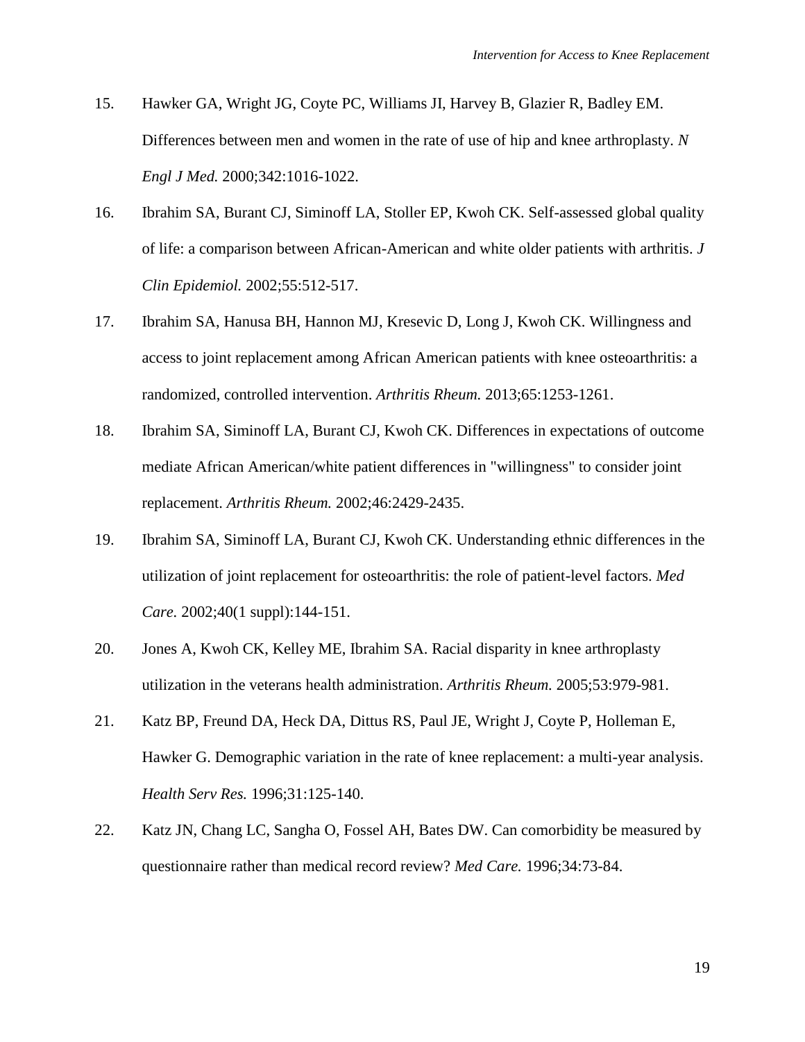15. Hawker GA, Wright JG, Coyte PC, Williams JI, Harvey B, Glazier R, Badley EM. Differences between men and women in the rate of use of hip and knee arthroplasty. *N Engl J Med.* 2000;342:1016-1022.

16. Ibrahim SA, Burant CJ, Siminoff LA, Stoller EP, Kwoh CK. Self-assessed global quality of life: a comparison between African-American and white older patients with arthritis. *J Clin Epidemiol.* 2002;55:512-517.

17. Ibrahim SA, Hanusa BH, Hannon MJ, Kresevic D, Long J, Kwoh CK. Willingness and access to joint replacement among African American patients with knee osteoarthritis: a randomized, controlled intervention. *Arthritis Rheum.* 2013;65:1253-1261.

18. Ibrahim SA, Siminoff LA, Burant CJ, Kwoh CK. Differences in expectations of outcome mediate African American/white patient differences in "willingness" to consider joint replacement. *Arthritis Rheum.* 2002;46:2429-2435.

19. Ibrahim SA, Siminoff LA, Burant CJ, Kwoh CK. Understanding ethnic differences in the utilization of joint replacement for osteoarthritis: the role of patient-level factors. *Med Care.* 2002;40(1 suppl):144-151.

20. Jones A, Kwoh CK, Kelley ME, Ibrahim SA. Racial disparity in knee arthroplasty utilization in the veterans health administration. *Arthritis Rheum.* 2005;53:979-981.

21. Katz BP, Freund DA, Heck DA, Dittus RS, Paul JE, Wright J, Coyte P, Holleman E, Hawker G. Demographic variation in the rate of knee replacement: a multi-year analysis. *Health Serv Res.* 1996;31:125-140.

22. Katz JN, Chang LC, Sangha O, Fossel AH, Bates DW. Can comorbidity be measured by questionnaire rather than medical record review? *Med Care.* 1996;34:73-84.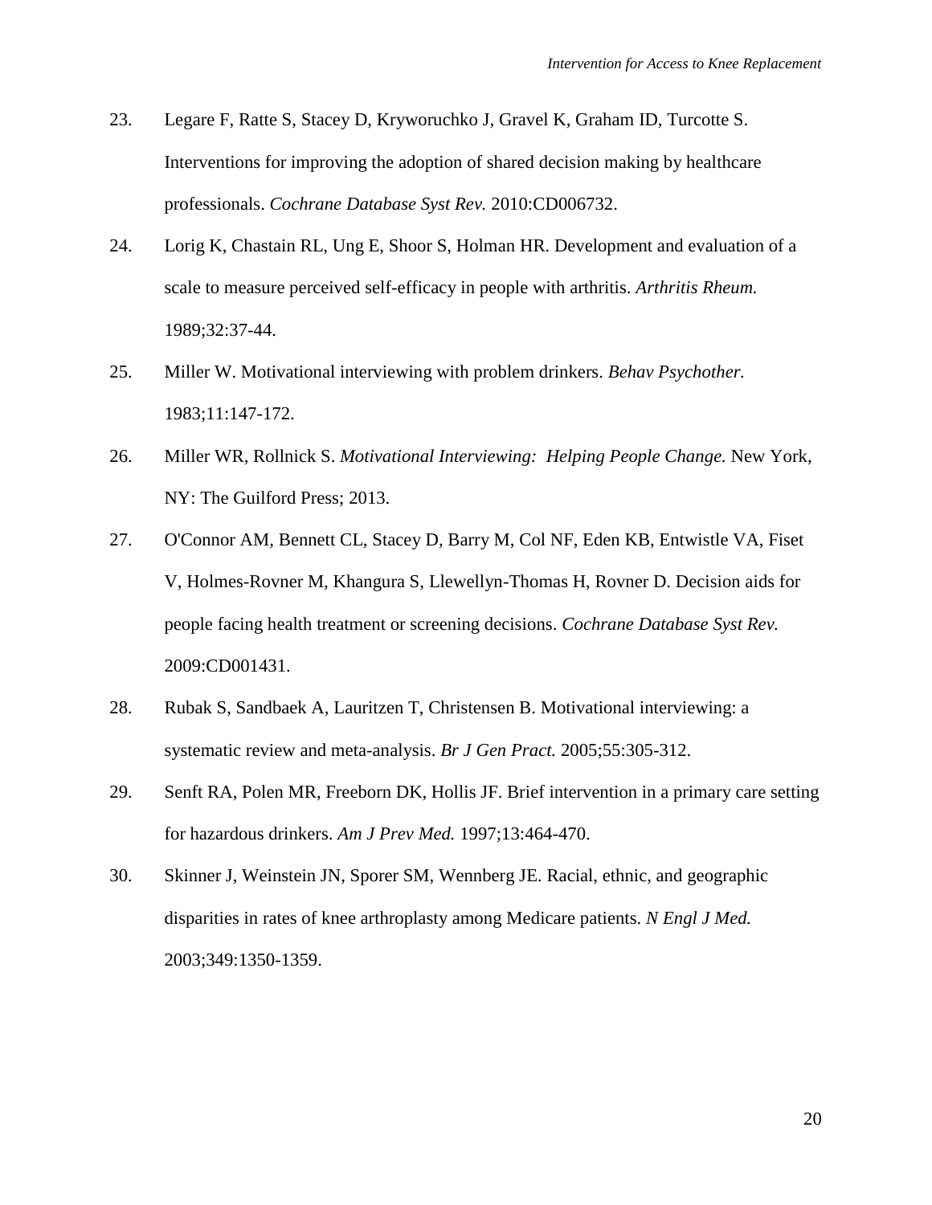23. Legare F, Ratte S, Stacey D, Kryworuchko J, Gravel K, Graham ID, Turcotte S. Interventions for improving the adoption of shared decision making by healthcare professionals. *Cochrane Database Syst Rev.* 2010:CD006732.

24. Lorig K, Chastain RL, Ung E, Shoor S, Holman HR. Development and evaluation of a scale to measure perceived self-efficacy in people with arthritis. *Arthritis Rheum.* 1989;32:37-44.

25. Miller W. Motivational interviewing with problem drinkers. *Behav Psychother.* 1983;11:147-172.

26. Miller WR, Rollnick S. *Motivational Interviewing: Helping People Change.* New York, NY: The Guilford Press; 2013.

27. O'Connor AM, Bennett CL, Stacey D, Barry M, Col NF, Eden KB, Entwistle VA, Fiset V, Holmes-Rovner M, Khangura S, Llewellyn-Thomas H, Rovner D. Decision aids for people facing health treatment or screening decisions. *Cochrane Database Syst Rev.* 2009:CD001431.

28. Rubak S, Sandbaek A, Lauritzen T, Christensen B. Motivational interviewing: a systematic review and meta-analysis. *Br J Gen Pract.* 2005;55:305-312.

29. Senft RA, Polen MR, Freeborn DK, Hollis JF. Brief intervention in a primary care setting for hazardous drinkers. *Am J Prev Med.* 1997;13:464-470.

30. Skinner J, Weinstein JN, Sporer SM, Wennberg JE. Racial, ethnic, and geographic disparities in rates of knee arthroplasty among Medicare patients. *N Engl J Med.* 2003;349:1350-1359.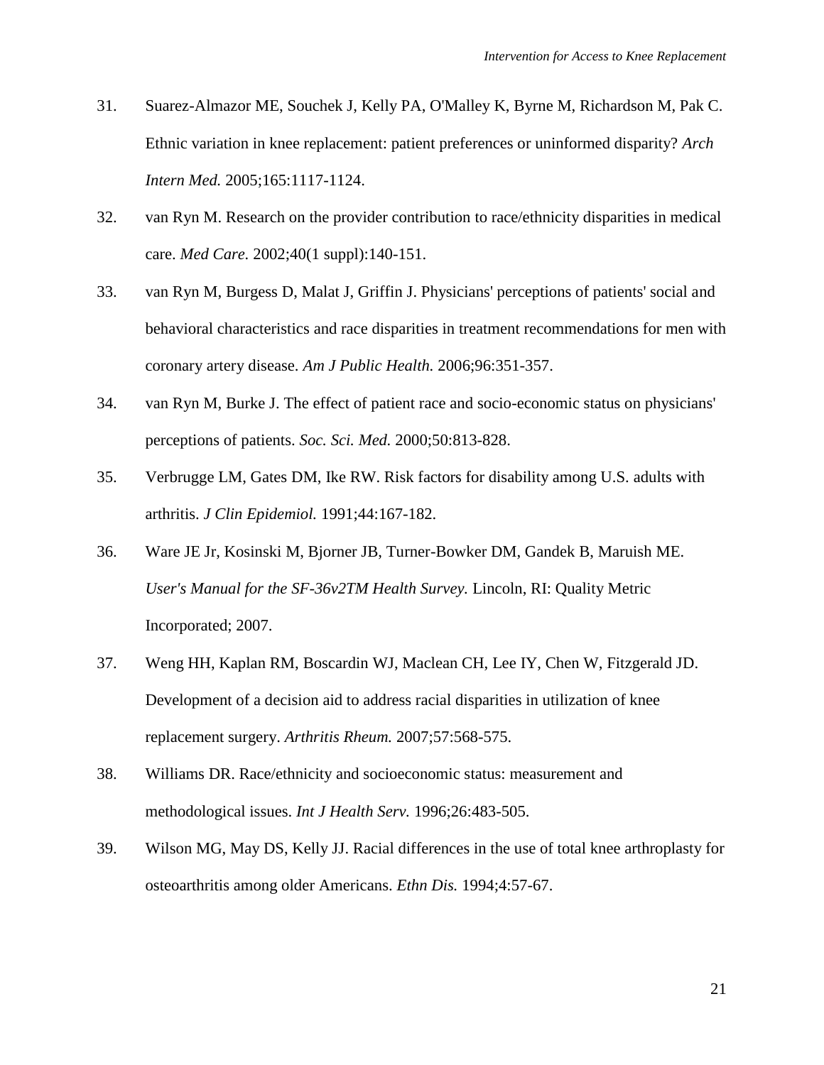31. Suarez-Almazor ME, Souchek J, Kelly PA, O'Malley K, Byrne M, Richardson M, Pak C. Ethnic variation in knee replacement: patient preferences or uninformed disparity? *Arch Intern Med.* 2005;165:1117-1124.

32. van Ryn M. Research on the provider contribution to race/ethnicity disparities in medical care. *Med Care.* 2002;40(1 suppl):140-151.

33. van Ryn M, Burgess D, Malat J, Griffin J. Physicians' perceptions of patients' social and behavioral characteristics and race disparities in treatment recommendations for men with coronary artery disease. *Am J Public Health.* 2006;96:351-357.

34. van Ryn M, Burke J. The effect of patient race and socio-economic status on physicians' perceptions of patients. *Soc. Sci. Med.* 2000;50:813-828.

35. Verbrugge LM, Gates DM, Ike RW. Risk factors for disability among U.S. adults with arthritis. *J Clin Epidemiol.* 1991;44:167-182.

36. Ware JE Jr, Kosinski M, Bjorner JB, Turner-Bowker DM, Gandek B, Maruish ME. *User's Manual for the SF-36v2TM Health Survey.* Lincoln, RI: Quality Metric Incorporated; 2007.

37. Weng HH, Kaplan RM, Boscardin WJ, Maclean CH, Lee IY, Chen W, Fitzgerald JD. Development of a decision aid to address racial disparities in utilization of knee replacement surgery. *Arthritis Rheum.* 2007;57:568-575.

38. Williams DR. Race/ethnicity and socioeconomic status: measurement and methodological issues. *Int J Health Serv.* 1996;26:483-505.

39. Wilson MG, May DS, Kelly JJ. Racial differences in the use of total knee arthroplasty for osteoarthritis among older Americans. *Ethn Dis.* 1994;4:57-67.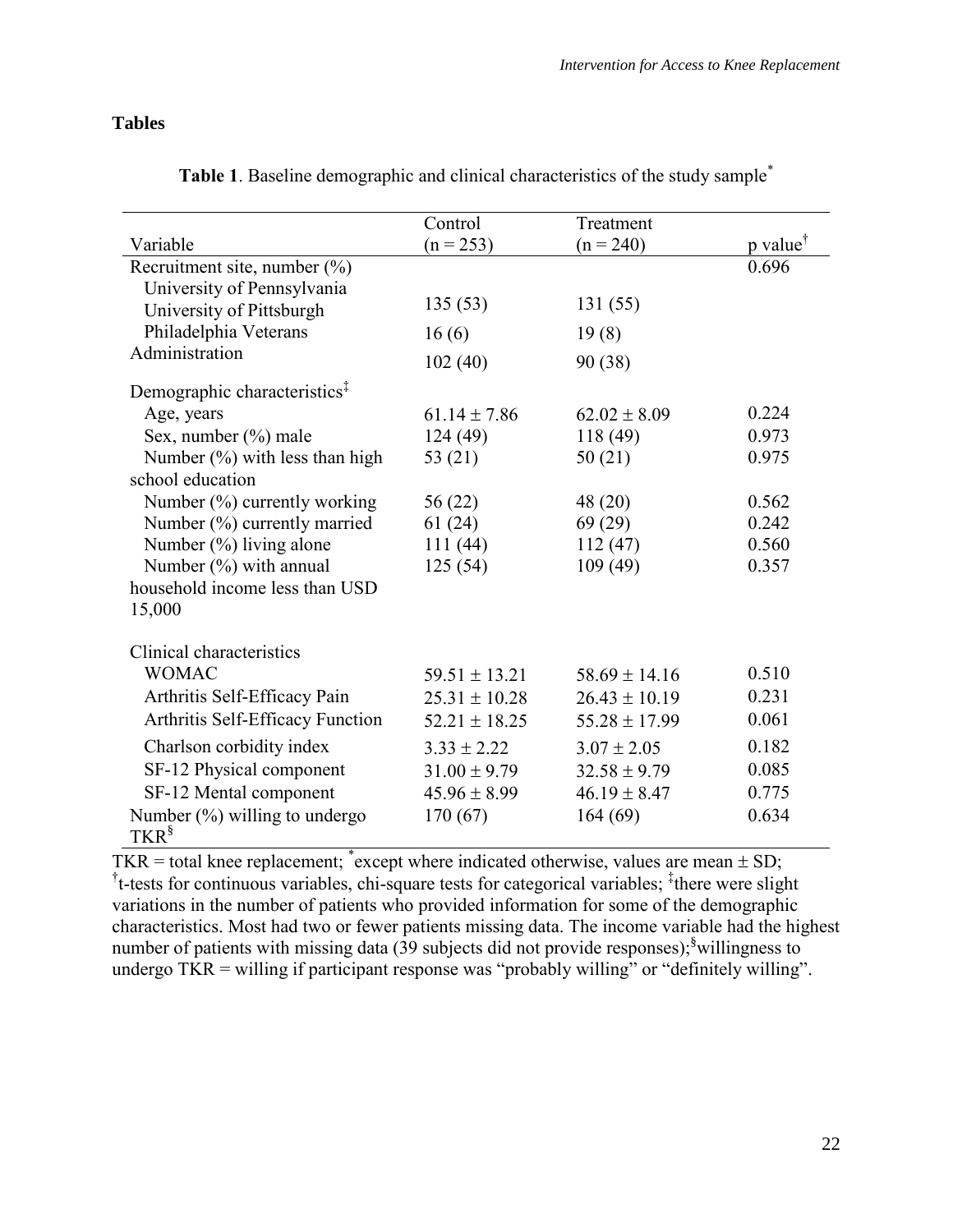## Tables

**Table 1**. Baseline demographic and clinical characteristics of the study sample*

| Variable | Control (n = 253) | Treatment (n = 240) | p value† |
|---|---|---|---|
| Recruitment site, number (%) | | | 0.696 |
| University of Pennsylvania | | | |
| University of Pittsburgh | 135 (53) | 131 (55) | |
| Philadelphia Veterans | 16 (6) | 19 (8) | |
| Administration | 102 (40) | 90 (38) | |
| Demographic characteristics‡ | | | |
| Age, years | 61.14 ± 7.86 | 62.02 ± 8.09 | 0.224 |
| Sex, number (%) male | 124 (49) | 118 (49) | 0.973 |
| Number (%) with less than high school education | 53 (21) | 50 (21) | 0.975 |
| Number (%) currently working | 56 (22) | 48 (20) | 0.562 |
| Number (%) currently married | 61 (24) | 69 (29) | 0.242 |
| Number (%) living alone | 111 (44) | 112 (47) | 0.560 |
| Number (%) with annual household income less than USD 15,000 | 125 (54) | 109 (49) | 0.357 |
| Clinical characteristics | | | |
| WOMAC | 59.51 ± 13.21 | 58.69 ± 14.16 | 0.510 |
| Arthritis Self-Efficacy Pain | 25.31 ± 10.28 | 26.43 ± 10.19 | 0.231 |
| Arthritis Self-Efficacy Function | 52.21 ± 18.25 | 55.28 ± 17.99 | 0.061 |
| Charlson corbidity index | 3.33 ± 2.22 | 3.07 ± 2.05 | 0.182 |
| SF-12 Physical component | 31.00 ± 9.79 | 32.58 ± 9.79 | 0.085 |
| SF-12 Mental component | 45.96 ± 8.99 | 46.19 ± 8.47 | 0.775 |
| Number (%) willing to undergo TKR§ | 170 (67) | 164 (69) | 0.634 |

TKR = total knee replacement; *except where indicated otherwise, values are mean ± SD; †t-tests for continuous variables, chi-square tests for categorical variables; ‡there were slight variations in the number of patients who provided information for some of the demographic characteristics. Most had two or fewer patients missing data. The income variable had the highest number of patients with missing data (39 subjects did not provide responses); §willingness to undergo TKR = willing if participant response was "probably willing" or "definitely willing".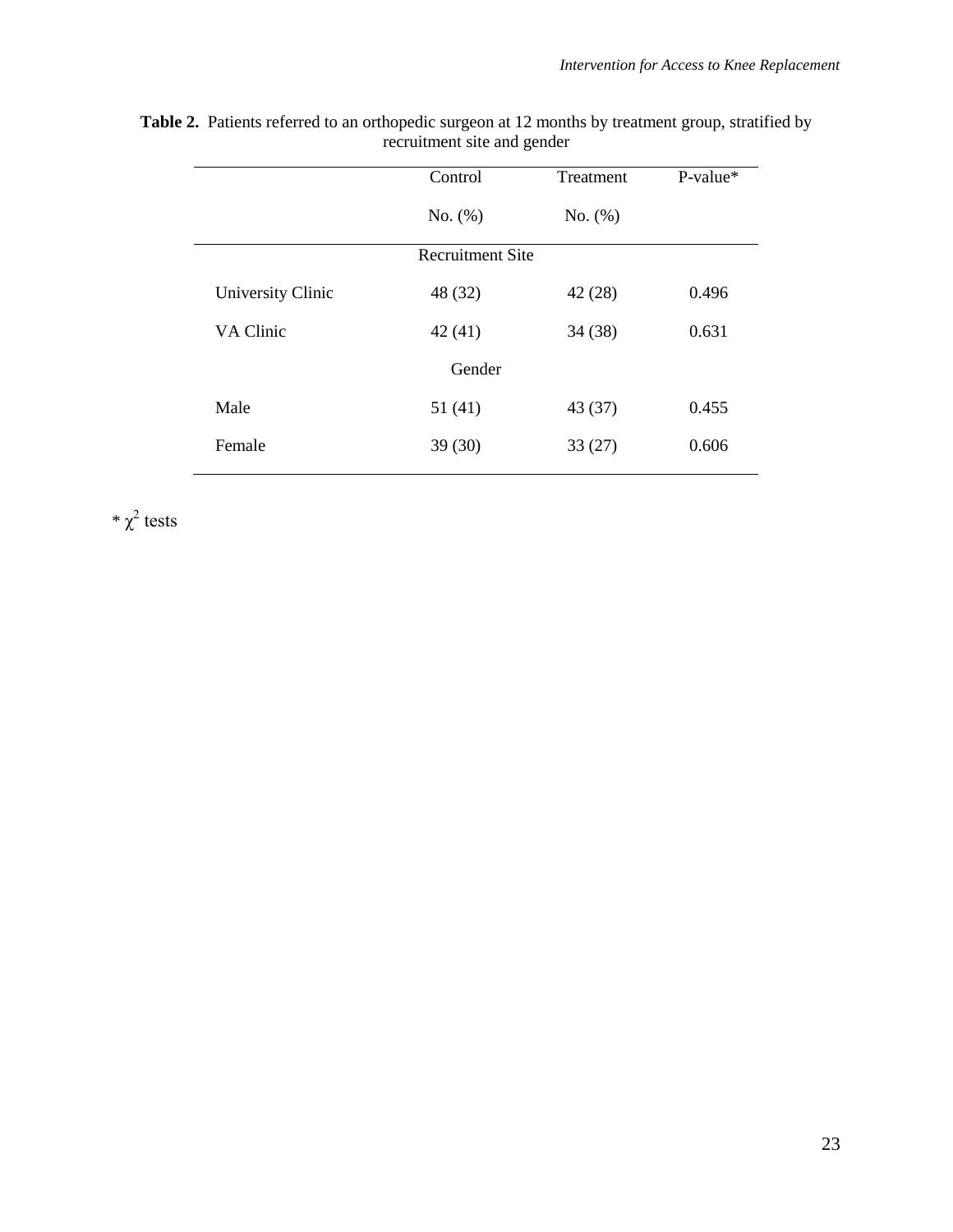**Table 2.** Patients referred to an orthopedic surgeon at 12 months by treatment group, stratified by recruitment site and gender

| | Control No. (%) | Treatment No. (%) | P-value* |
|---|---|---|---|
| **Recruitment Site** | | | |
| University Clinic | 48 (32) | 42 (28) | 0.496 |
| VA Clinic | 42 (41) | 34 (38) | 0.631 |
| **Gender** | | | |
| Male | 51 (41) | 43 (37) | 0.455 |
| Female | 39 (30) | 33 (27) | 0.606 |

* $\chi^2$ tests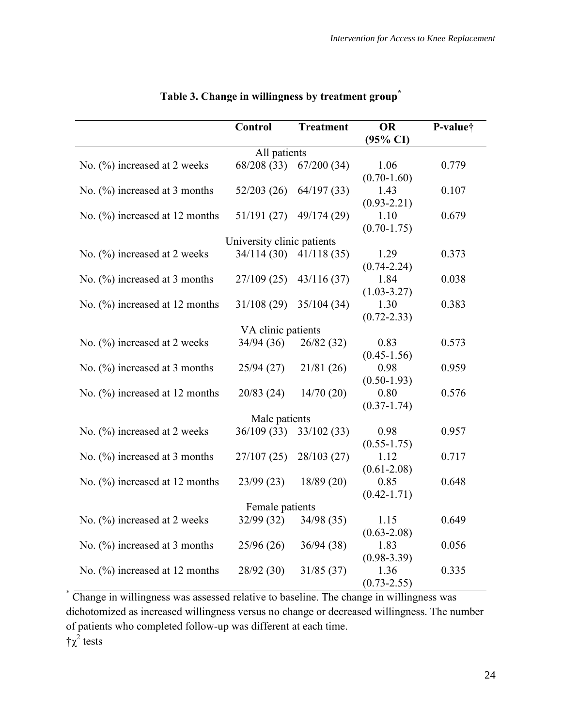**Table 3. Change in willingness by treatment group***

| | Control | Treatment | OR (95% CI) | P-value† |
|---|---|---|---|---|
| | All patients | | | |
| No. (%) increased at 2 weeks | 68/208 (33) | 67/200 (34) | 1.06 (0.70-1.60) | 0.779 |
| No. (%) increased at 3 months | 52/203 (26) | 64/197 (33) | 1.43 (0.93-2.21) | 0.107 |
| No. (%) increased at 12 months | 51/191 (27) | 49/174 (29) | 1.10 (0.70-1.75) | 0.679 |
| | University clinic patients | | | |
| No. (%) increased at 2 weeks | 34/114 (30) | 41/118 (35) | 1.29 (0.74-2.24) | 0.373 |
| No. (%) increased at 3 months | 27/109 (25) | 43/116 (37) | 1.84 (1.03-3.27) | 0.038 |
| No. (%) increased at 12 months | 31/108 (29) | 35/104 (34) | 1.30 (0.72-2.33) | 0.383 |
| | VA clinic patients | | | |
| No. (%) increased at 2 weeks | 34/94 (36) | 26/82 (32) | 0.83 (0.45-1.56) | 0.573 |
| No. (%) increased at 3 months | 25/94 (27) | 21/81 (26) | 0.98 (0.50-1.93) | 0.959 |
| No. (%) increased at 12 months | 20/83 (24) | 14/70 (20) | 0.80 (0.37-1.74) | 0.576 |
| | Male patients | | | |
| No. (%) increased at 2 weeks | 36/109 (33) | 33/102 (33) | 0.98 (0.55-1.75) | 0.957 |
| No. (%) increased at 3 months | 27/107 (25) | 28/103 (27) | 1.12 (0.61-2.08) | 0.717 |
| No. (%) increased at 12 months | 23/99 (23) | 18/89 (20) | 0.85 (0.42-1.71) | 0.648 |
| | Female patients | | | |
| No. (%) increased at 2 weeks | 32/99 (32) | 34/98 (35) | 1.15 (0.63-2.08) | 0.649 |
| No. (%) increased at 3 months | 25/96 (26) | 36/94 (38) | 1.83 (0.98-3.39) | 0.056 |
| No. (%) increased at 12 months | 28/92 (30) | 31/85 (37) | 1.36 (0.73-2.55) | 0.335 |

* Change in willingness was assessed relative to baseline. The change in willingness was dichotomized as increased willingness versus no change or decreased willingness. The number of patients who completed follow-up was different at each time.

† $\chi^2$ tests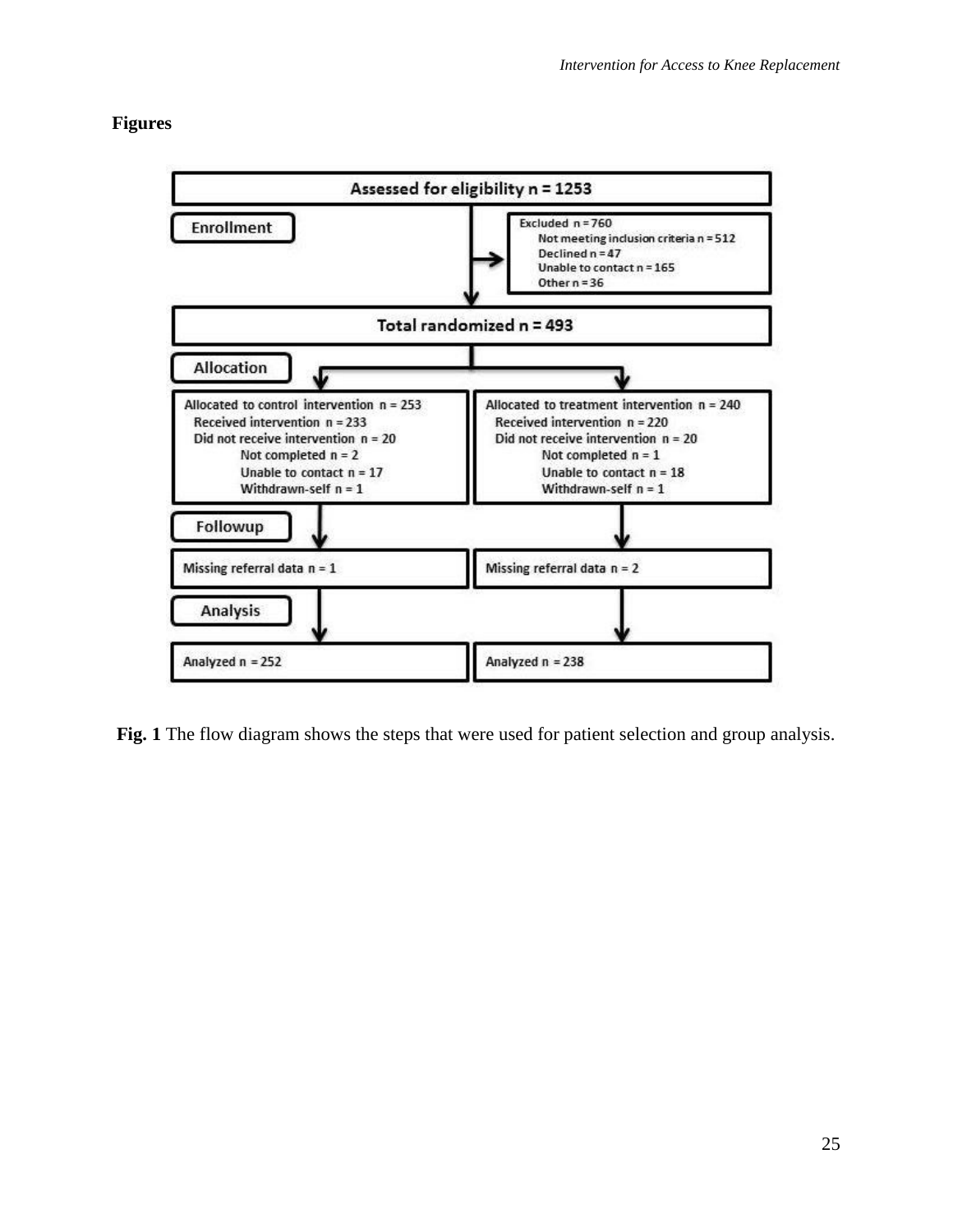**Figures**

Assessed for eligibility n = 1253

Enrollment

Excluded n = 760
- Not meeting inclusion criteria n = 512
- Declined n = 47
- Unable to contact n = 165
- Other n = 36

Total randomized n = 493

Allocation

Allocated to control intervention n = 253
- Received intervention n = 233
- Did not receive intervention n = 20
  - Not completed n = 2
  - Unable to contact n = 17
  - Withdrawn-self n = 1

Allocated to treatment intervention n = 240
- Received intervention n = 220
- Did not receive intervention n = 20
  - Not completed n = 1
  - Unable to contact n = 18
  - Withdrawn-self n = 1

Followup

Missing referral data n = 1

Missing referral data n = 2

Analysis

Analyzed n = 252

Analyzed n = 238

**Fig. 1** The flow diagram shows the steps that were used for patient selection and group analysis.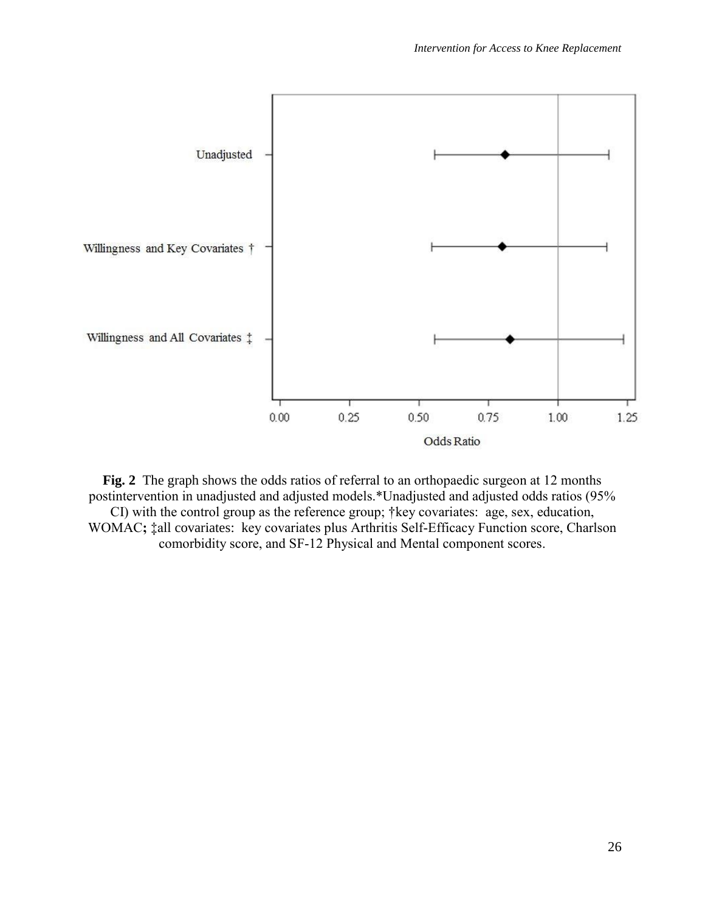**Fig. 2** The graph shows the odds ratios of referral to an orthopaedic surgeon at 12 months postintervention in unadjusted and adjusted models.*Unadjusted and adjusted odds ratios (95% CI) with the control group as the reference group; †key covariates: age, sex, education, WOMAC**;** ‡all covariates: key covariates plus Arthritis Self-Efficacy Function score, Charlson comorbidity score, and SF-12 Physical and Mental component scores.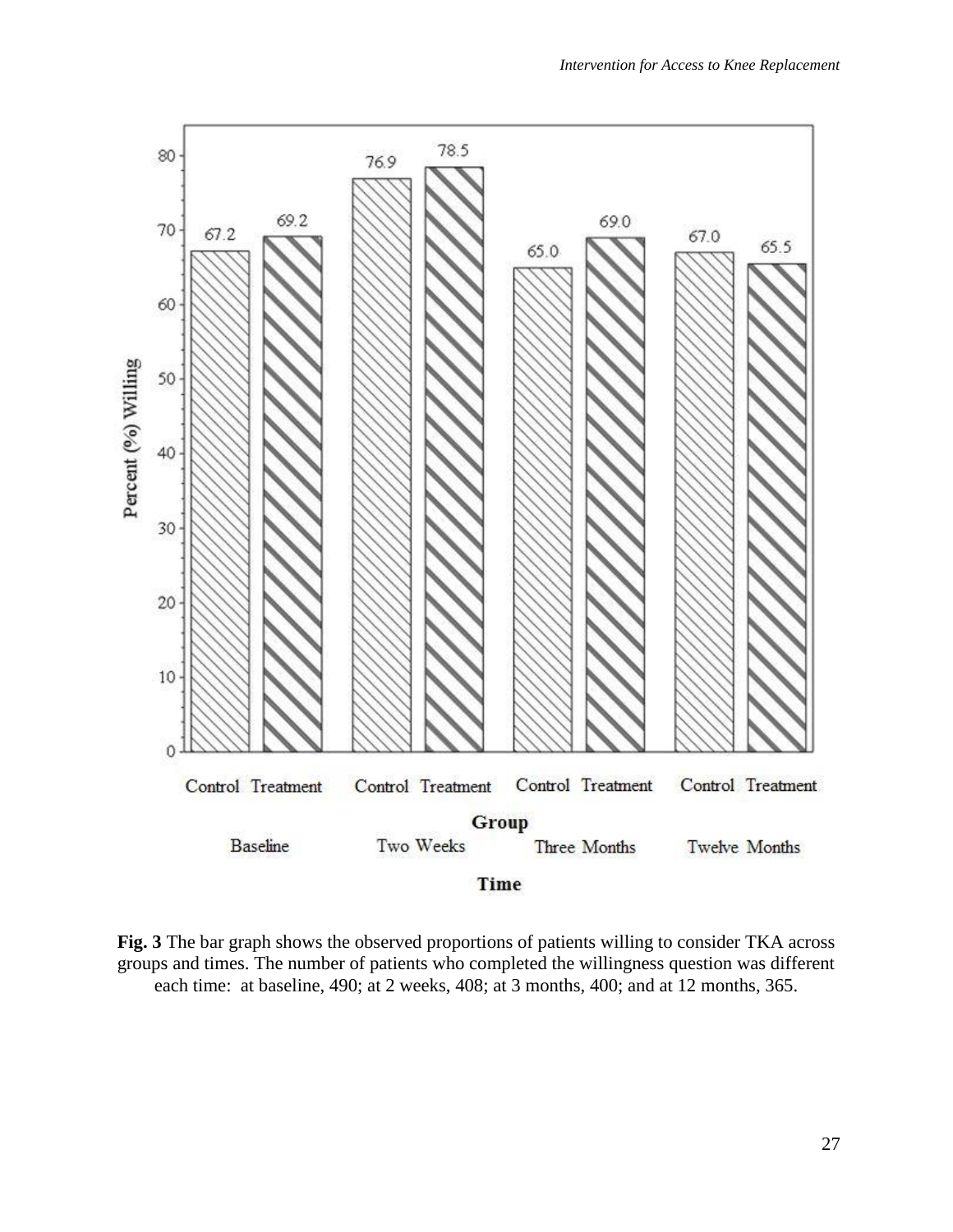80

70

60

50

40

30

20

10

0

Percent (%) Willing

67.2

69.2

76.9

78.5

65.0

69.0

67.0

65.5

Control Treatment Control Treatment Control Treatment Control Treatment

Group

Baseline Two Weeks Three Months Twelve Months

Time

**Fig. 3** The bar graph shows the observed proportions of patients willing to consider TKA across groups and times. The number of patients who completed the willingness question was different each time: at baseline, 490; at 2 weeks, 408; at 3 months, 400; and at 12 months, 365.